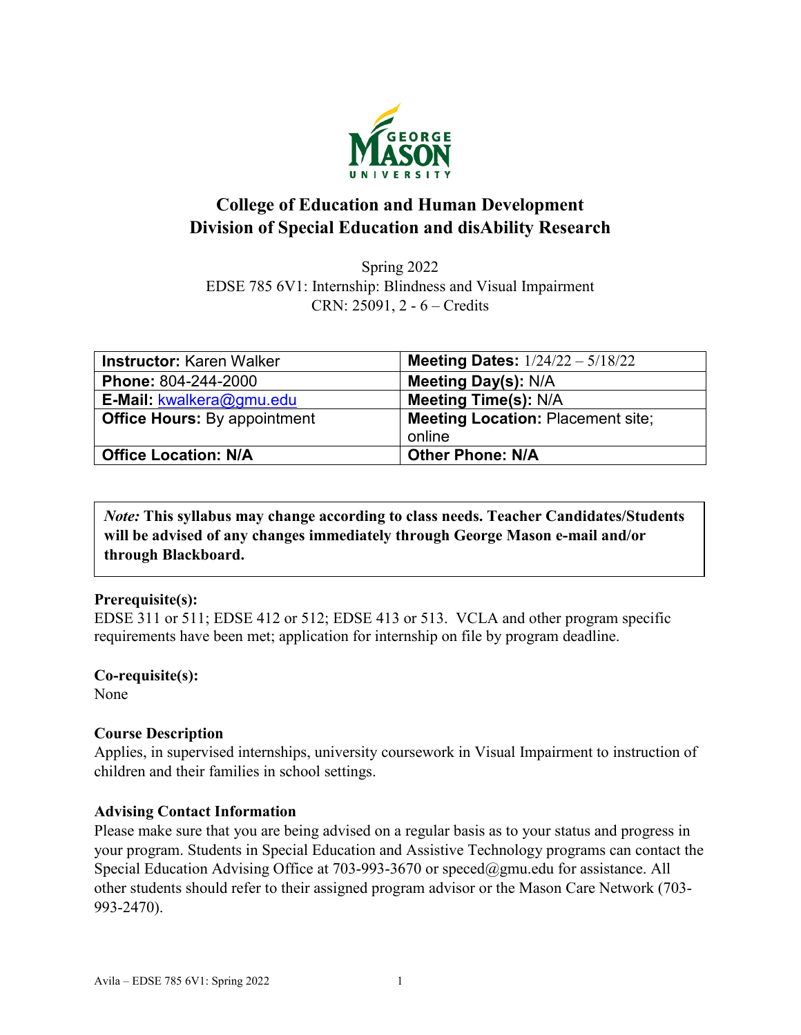# College of Education and Human Development
# Division of Special Education and disAbility Research

Spring 2022
EDSE 785 6V1: Internship: Blindness and Visual Impairment
CRN: 25091, 2 - 6 – Credits

| **Instructor:** Karen Walker | **Meeting Dates:** 1/24/22 – 5/18/22 |
|---|---|
| **Phone:** 804-244-2000 | **Meeting Day(s):** N/A |
| **E-Mail:** kwalkera@gmu.edu | **Meeting Time(s):** N/A |
| **Office Hours:** By appointment | **Meeting Location:** Placement site; online |
| **Office Location: N/A** | **Other Phone: N/A** |

***Note:*** **This syllabus may change according to class needs. Teacher Candidates/Students will be advised of any changes immediately through George Mason e-mail and/or through Blackboard.**

**Prerequisite(s):**
EDSE 311 or 511; EDSE 412 or 512; EDSE 413 or 513. VCLA and other program specific requirements have been met; application for internship on file by program deadline.

**Co-requisite(s):**
None

**Course Description**
Applies, in supervised internships, university coursework in Visual Impairment to instruction of children and their families in school settings.

**Advising Contact Information**
Please make sure that you are being advised on a regular basis as to your status and progress in your program. Students in Special Education and Assistive Technology programs can contact the Special Education Advising Office at 703-993-3670 or speced@gmu.edu for assistance. All other students should refer to their assigned program advisor or the Mason Care Network (703-993-2470).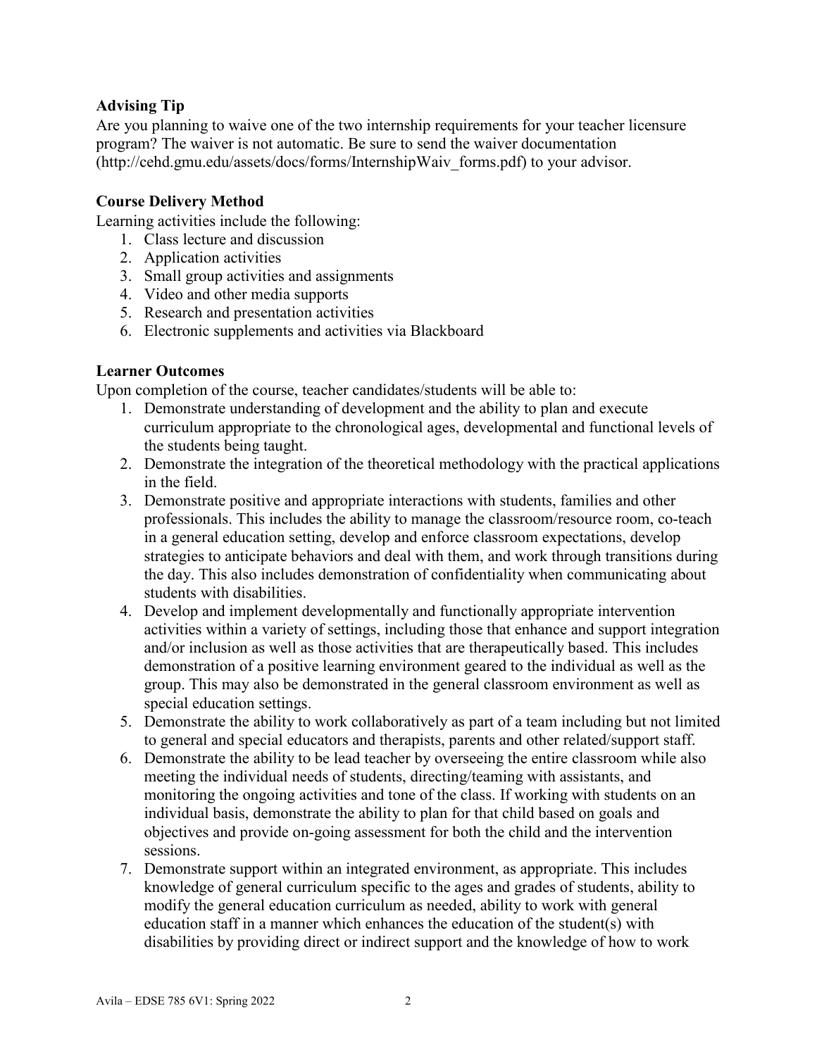### Advising Tip

Are you planning to waive one of the two internship requirements for your teacher licensure program? The waiver is not automatic. Be sure to send the waiver documentation (http://cehd.gmu.edu/assets/docs/forms/InternshipWaiv_forms.pdf) to your advisor.

### Course Delivery Method

Learning activities include the following:

1. Class lecture and discussion
2. Application activities
3. Small group activities and assignments
4. Video and other media supports
5. Research and presentation activities
6. Electronic supplements and activities via Blackboard

### Learner Outcomes

Upon completion of the course, teacher candidates/students will be able to:

1. Demonstrate understanding of development and the ability to plan and execute curriculum appropriate to the chronological ages, developmental and functional levels of the students being taught.
2. Demonstrate the integration of the theoretical methodology with the practical applications in the field.
3. Demonstrate positive and appropriate interactions with students, families and other professionals. This includes the ability to manage the classroom/resource room, co-teach in a general education setting, develop and enforce classroom expectations, develop strategies to anticipate behaviors and deal with them, and work through transitions during the day. This also includes demonstration of confidentiality when communicating about students with disabilities.
4. Develop and implement developmentally and functionally appropriate intervention activities within a variety of settings, including those that enhance and support integration and/or inclusion as well as those activities that are therapeutically based. This includes demonstration of a positive learning environment geared to the individual as well as the group. This may also be demonstrated in the general classroom environment as well as special education settings.
5. Demonstrate the ability to work collaboratively as part of a team including but not limited to general and special educators and therapists, parents and other related/support staff.
6. Demonstrate the ability to be lead teacher by overseeing the entire classroom while also meeting the individual needs of students, directing/teaming with assistants, and monitoring the ongoing activities and tone of the class. If working with students on an individual basis, demonstrate the ability to plan for that child based on goals and objectives and provide on-going assessment for both the child and the intervention sessions.
7. Demonstrate support within an integrated environment, as appropriate. This includes knowledge of general curriculum specific to the ages and grades of students, ability to modify the general education curriculum as needed, ability to work with general education staff in a manner which enhances the education of the student(s) with disabilities by providing direct or indirect support and the knowledge of how to work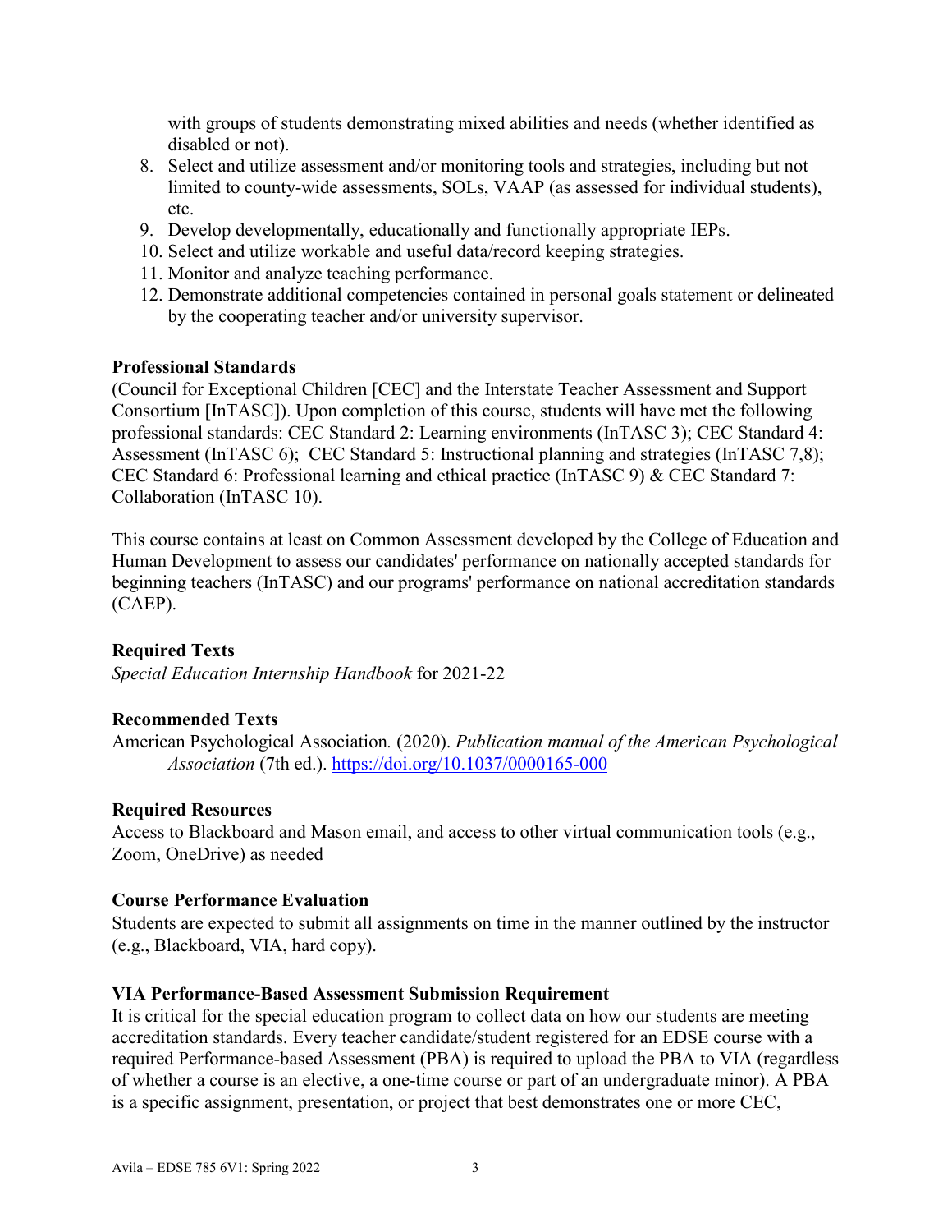with groups of students demonstrating mixed abilities and needs (whether identified as disabled or not).

8. Select and utilize assessment and/or monitoring tools and strategies, including but not limited to county-wide assessments, SOLs, VAAP (as assessed for individual students), etc.
9. Develop developmentally, educationally and functionally appropriate IEPs.
10. Select and utilize workable and useful data/record keeping strategies.
11. Monitor and analyze teaching performance.
12. Demonstrate additional competencies contained in personal goals statement or delineated by the cooperating teacher and/or university supervisor.

**Professional Standards**

(Council for Exceptional Children [CEC] and the Interstate Teacher Assessment and Support Consortium [InTASC]). Upon completion of this course, students will have met the following professional standards: CEC Standard 2: Learning environments (InTASC 3); CEC Standard 4: Assessment (InTASC 6); CEC Standard 5: Instructional planning and strategies (InTASC 7,8); CEC Standard 6: Professional learning and ethical practice (InTASC 9) & CEC Standard 7: Collaboration (InTASC 10).

This course contains at least on Common Assessment developed by the College of Education and Human Development to assess our candidates' performance on nationally accepted standards for beginning teachers (InTASC) and our programs' performance on national accreditation standards (CAEP).

**Required Texts**

*Special Education Internship Handbook* for 2021-22

**Recommended Texts**

American Psychological Association. (2020). *Publication manual of the American Psychological Association* (7th ed.). https://doi.org/10.1037/0000165-000

**Required Resources**

Access to Blackboard and Mason email, and access to other virtual communication tools (e.g., Zoom, OneDrive) as needed

**Course Performance Evaluation**

Students are expected to submit all assignments on time in the manner outlined by the instructor (e.g., Blackboard, VIA, hard copy).

**VIA Performance-Based Assessment Submission Requirement**

It is critical for the special education program to collect data on how our students are meeting accreditation standards. Every teacher candidate/student registered for an EDSE course with a required Performance-based Assessment (PBA) is required to upload the PBA to VIA (regardless of whether a course is an elective, a one-time course or part of an undergraduate minor). A PBA is a specific assignment, presentation, or project that best demonstrates one or more CEC,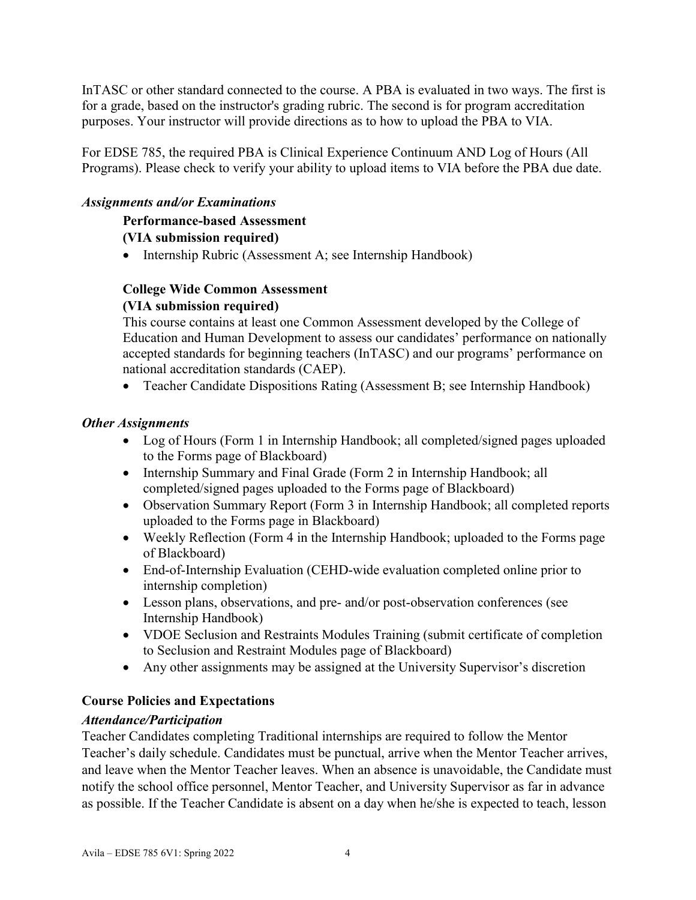InTASC or other standard connected to the course. A PBA is evaluated in two ways. The first is for a grade, based on the instructor's grading rubric. The second is for program accreditation purposes. Your instructor will provide directions as to how to upload the PBA to VIA.

For EDSE 785, the required PBA is Clinical Experience Continuum AND Log of Hours (All Programs). Please check to verify your ability to upload items to VIA before the PBA due date.

### *Assignments and/or Examinations*

**Performance-based Assessment**
**(VIA submission required)**

- Internship Rubric (Assessment A; see Internship Handbook)

**College Wide Common Assessment**
**(VIA submission required)**

This course contains at least one Common Assessment developed by the College of Education and Human Development to assess our candidates' performance on nationally accepted standards for beginning teachers (InTASC) and our programs' performance on national accreditation standards (CAEP).

- Teacher Candidate Dispositions Rating (Assessment B; see Internship Handbook)

### *Other Assignments*

- Log of Hours (Form 1 in Internship Handbook; all completed/signed pages uploaded to the Forms page of Blackboard)
- Internship Summary and Final Grade (Form 2 in Internship Handbook; all completed/signed pages uploaded to the Forms page of Blackboard)
- Observation Summary Report (Form 3 in Internship Handbook; all completed reports uploaded to the Forms page in Blackboard)
- Weekly Reflection (Form 4 in the Internship Handbook; uploaded to the Forms page of Blackboard)
- End-of-Internship Evaluation (CEHD-wide evaluation completed online prior to internship completion)
- Lesson plans, observations, and pre- and/or post-observation conferences (see Internship Handbook)
- VDOE Seclusion and Restraints Modules Training (submit certificate of completion to Seclusion and Restraint Modules page of Blackboard)
- Any other assignments may be assigned at the University Supervisor's discretion

## Course Policies and Expectations

### *Attendance/Participation*

Teacher Candidates completing Traditional internships are required to follow the Mentor Teacher's daily schedule. Candidates must be punctual, arrive when the Mentor Teacher arrives, and leave when the Mentor Teacher leaves. When an absence is unavoidable, the Candidate must notify the school office personnel, Mentor Teacher, and University Supervisor as far in advance as possible. If the Teacher Candidate is absent on a day when he/she is expected to teach, lesson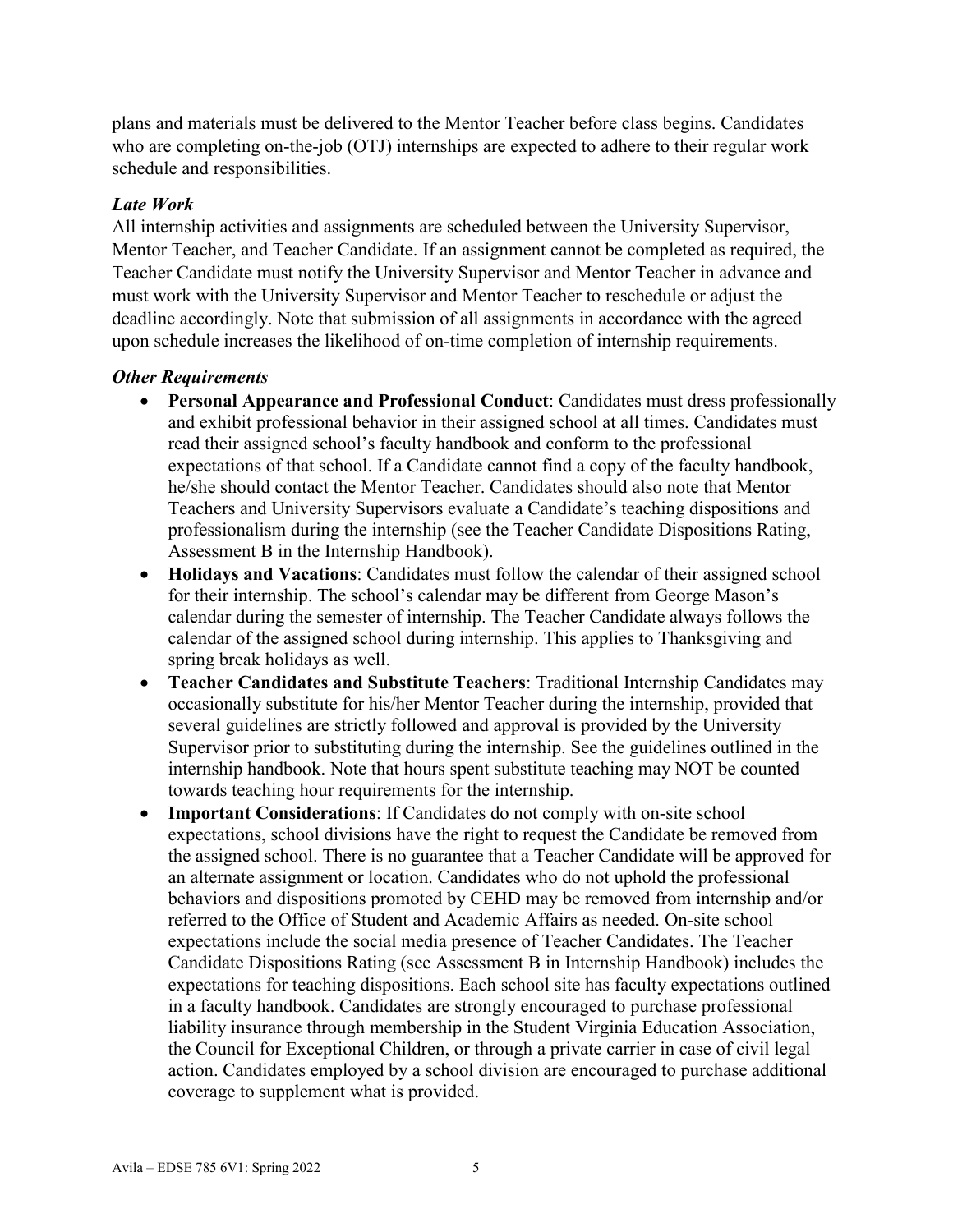plans and materials must be delivered to the Mentor Teacher before class begins. Candidates who are completing on-the-job (OTJ) internships are expected to adhere to their regular work schedule and responsibilities.

### *Late Work*

All internship activities and assignments are scheduled between the University Supervisor, Mentor Teacher, and Teacher Candidate. If an assignment cannot be completed as required, the Teacher Candidate must notify the University Supervisor and Mentor Teacher in advance and must work with the University Supervisor and Mentor Teacher to reschedule or adjust the deadline accordingly. Note that submission of all assignments in accordance with the agreed upon schedule increases the likelihood of on-time completion of internship requirements.

### *Other Requirements*

- **Personal Appearance and Professional Conduct**: Candidates must dress professionally and exhibit professional behavior in their assigned school at all times. Candidates must read their assigned school's faculty handbook and conform to the professional expectations of that school. If a Candidate cannot find a copy of the faculty handbook, he/she should contact the Mentor Teacher. Candidates should also note that Mentor Teachers and University Supervisors evaluate a Candidate's teaching dispositions and professionalism during the internship (see the Teacher Candidate Dispositions Rating, Assessment B in the Internship Handbook).
- **Holidays and Vacations**: Candidates must follow the calendar of their assigned school for their internship. The school's calendar may be different from George Mason's calendar during the semester of internship. The Teacher Candidate always follows the calendar of the assigned school during internship. This applies to Thanksgiving and spring break holidays as well.
- **Teacher Candidates and Substitute Teachers**: Traditional Internship Candidates may occasionally substitute for his/her Mentor Teacher during the internship, provided that several guidelines are strictly followed and approval is provided by the University Supervisor prior to substituting during the internship. See the guidelines outlined in the internship handbook. Note that hours spent substitute teaching may NOT be counted towards teaching hour requirements for the internship.
- **Important Considerations**: If Candidates do not comply with on-site school expectations, school divisions have the right to request the Candidate be removed from the assigned school. There is no guarantee that a Teacher Candidate will be approved for an alternate assignment or location. Candidates who do not uphold the professional behaviors and dispositions promoted by CEHD may be removed from internship and/or referred to the Office of Student and Academic Affairs as needed. On-site school expectations include the social media presence of Teacher Candidates. The Teacher Candidate Dispositions Rating (see Assessment B in Internship Handbook) includes the expectations for teaching dispositions. Each school site has faculty expectations outlined in a faculty handbook. Candidates are strongly encouraged to purchase professional liability insurance through membership in the Student Virginia Education Association, the Council for Exceptional Children, or through a private carrier in case of civil legal action. Candidates employed by a school division are encouraged to purchase additional coverage to supplement what is provided.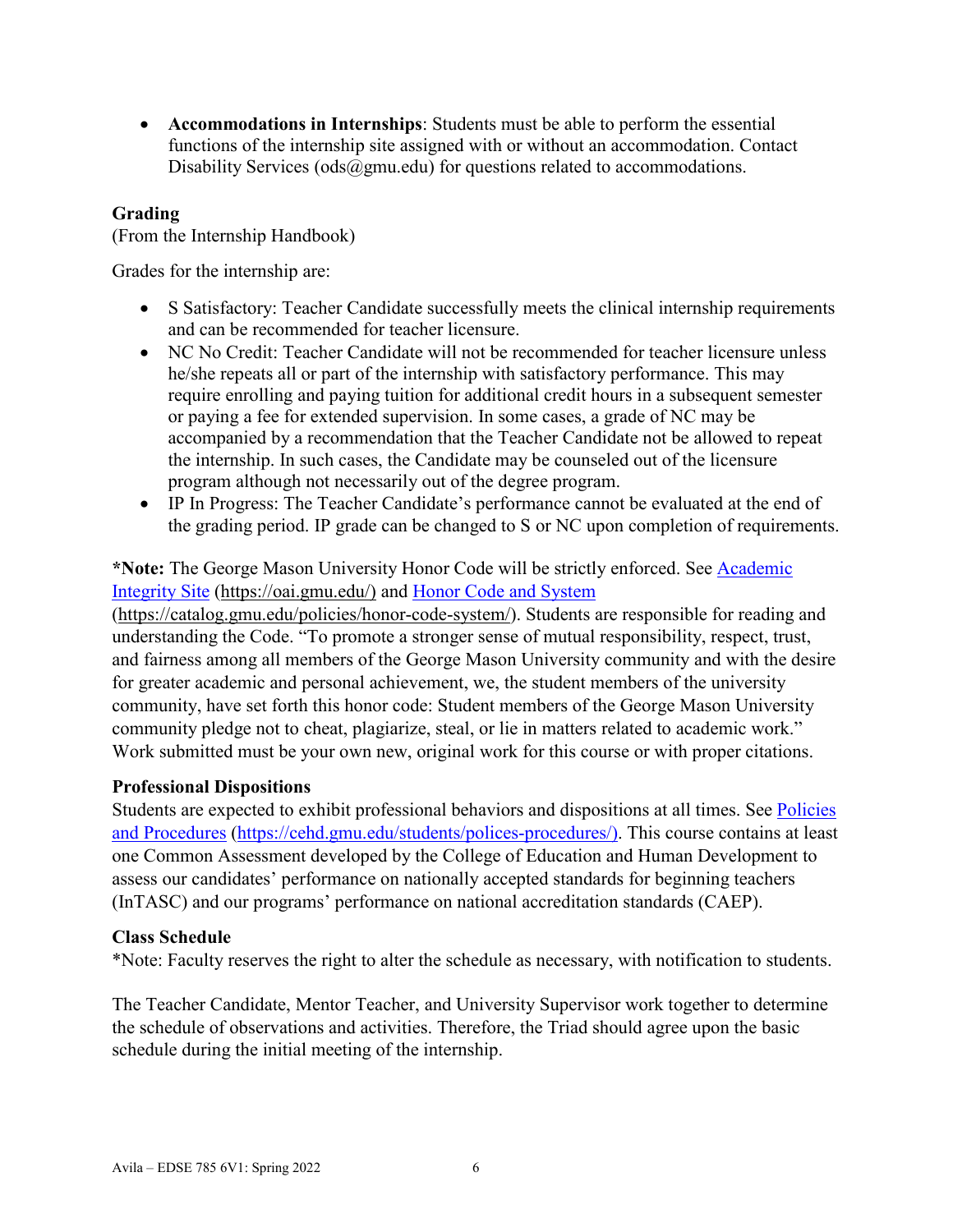- **Accommodations in Internships**: Students must be able to perform the essential functions of the internship site assigned with or without an accommodation. Contact Disability Services (ods@gmu.edu) for questions related to accommodations.

### Grading

(From the Internship Handbook)

Grades for the internship are:

- S Satisfactory: Teacher Candidate successfully meets the clinical internship requirements and can be recommended for teacher licensure.
- NC No Credit: Teacher Candidate will not be recommended for teacher licensure unless he/she repeats all or part of the internship with satisfactory performance. This may require enrolling and paying tuition for additional credit hours in a subsequent semester or paying a fee for extended supervision. In some cases, a grade of NC may be accompanied by a recommendation that the Teacher Candidate not be allowed to repeat the internship. In such cases, the Candidate may be counseled out of the licensure program although not necessarily out of the degree program.
- IP In Progress: The Teacher Candidate's performance cannot be evaluated at the end of the grading period. IP grade can be changed to S or NC upon completion of requirements.

***Note:** The George Mason University Honor Code will be strictly enforced. See [Academic Integrity Site](https://oai.gmu.edu/) (https://oai.gmu.edu/) and [Honor Code and System](https://catalog.gmu.edu/policies/honor-code-system/) (https://catalog.gmu.edu/policies/honor-code-system/). Students are responsible for reading and understanding the Code. "To promote a stronger sense of mutual responsibility, respect, trust, and fairness among all members of the George Mason University community and with the desire for greater academic and personal achievement, we, the student members of the university community, have set forth this honor code: Student members of the George Mason University community pledge not to cheat, plagiarize, steal, or lie in matters related to academic work." Work submitted must be your own new, original work for this course or with proper citations.

### Professional Dispositions

Students are expected to exhibit professional behaviors and dispositions at all times. See [Policies and Procedures](https://cehd.gmu.edu/students/polices-procedures/) (https://cehd.gmu.edu/students/polices-procedures/). This course contains at least one Common Assessment developed by the College of Education and Human Development to assess our candidates' performance on nationally accepted standards for beginning teachers (InTASC) and our programs' performance on national accreditation standards (CAEP).

### Class Schedule

*Note: Faculty reserves the right to alter the schedule as necessary, with notification to students.

The Teacher Candidate, Mentor Teacher, and University Supervisor work together to determine the schedule of observations and activities. Therefore, the Triad should agree upon the basic schedule during the initial meeting of the internship.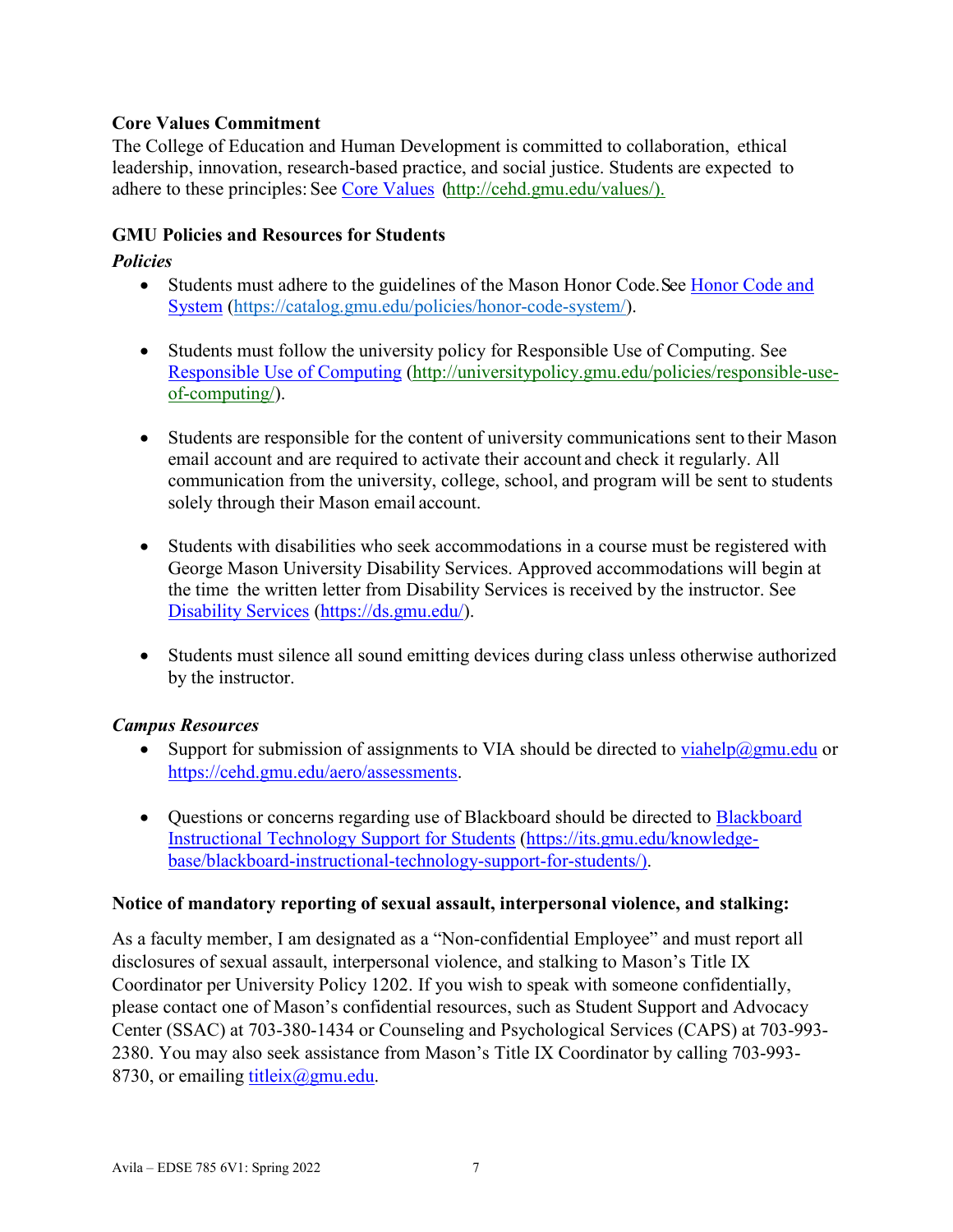**Core Values Commitment**

The College of Education and Human Development is committed to collaboration, ethical leadership, innovation, research-based practice, and social justice. Students are expected to adhere to these principles: See [Core Values](http://cehd.gmu.edu/values/) (http://cehd.gmu.edu/values/).

**GMU Policies and Resources for Students**

***Policies***

- Students must adhere to the guidelines of the Mason Honor Code. See [Honor Code and System](https://catalog.gmu.edu/policies/honor-code-system/) (https://catalog.gmu.edu/policies/honor-code-system/).

- Students must follow the university policy for Responsible Use of Computing. See [Responsible Use of Computing](http://universitypolicy.gmu.edu/policies/responsible-use-of-computing/) (http://universitypolicy.gmu.edu/policies/responsible-use-of-computing/).

- Students are responsible for the content of university communications sent to their Mason email account and are required to activate their account and check it regularly. All communication from the university, college, school, and program will be sent to students solely through their Mason email account.

- Students with disabilities who seek accommodations in a course must be registered with George Mason University Disability Services. Approved accommodations will begin at the time the written letter from Disability Services is received by the instructor. See [Disability Services](https://ds.gmu.edu/) (https://ds.gmu.edu/).

- Students must silence all sound emitting devices during class unless otherwise authorized by the instructor.

***Campus Resources***

- Support for submission of assignments to VIA should be directed to viahelp@gmu.edu or https://cehd.gmu.edu/aero/assessments.

- Questions or concerns regarding use of Blackboard should be directed to [Blackboard Instructional Technology Support for Students](https://its.gmu.edu/knowledge-base/blackboard-instructional-technology-support-for-students/) (https://its.gmu.edu/knowledge-base/blackboard-instructional-technology-support-for-students/).

**Notice of mandatory reporting of sexual assault, interpersonal violence, and stalking:**

As a faculty member, I am designated as a "Non-confidential Employee" and must report all disclosures of sexual assault, interpersonal violence, and stalking to Mason's Title IX Coordinator per University Policy 1202. If you wish to speak with someone confidentially, please contact one of Mason's confidential resources, such as Student Support and Advocacy Center (SSAC) at 703-380-1434 or Counseling and Psychological Services (CAPS) at 703-993-2380. You may also seek assistance from Mason's Title IX Coordinator by calling 703-993-8730, or emailing titleix@gmu.edu.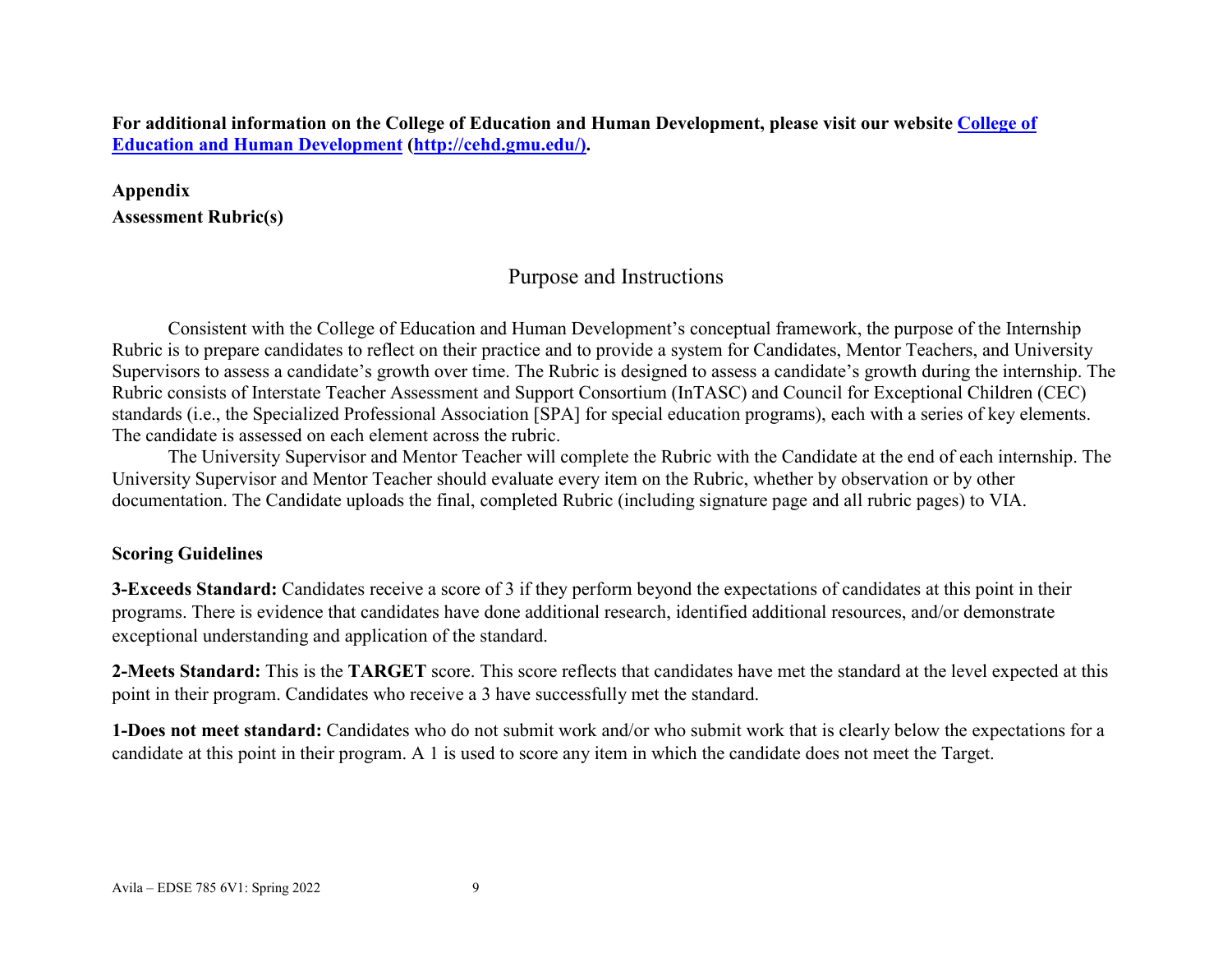**For additional information on the College of Education and Human Development, please visit our website [College of Education and Human Development](http://cehd.gmu.edu/) (http://cehd.gmu.edu/).**

**Appendix**

**Assessment Rubric(s)**

## Purpose and Instructions

Consistent with the College of Education and Human Development's conceptual framework, the purpose of the Internship Rubric is to prepare candidates to reflect on their practice and to provide a system for Candidates, Mentor Teachers, and University Supervisors to assess a candidate's growth over time. The Rubric is designed to assess a candidate's growth during the internship. The Rubric consists of Interstate Teacher Assessment and Support Consortium (InTASC) and Council for Exceptional Children (CEC) standards (i.e., the Specialized Professional Association [SPA] for special education programs), each with a series of key elements. The candidate is assessed on each element across the rubric.

The University Supervisor and Mentor Teacher will complete the Rubric with the Candidate at the end of each internship. The University Supervisor and Mentor Teacher should evaluate every item on the Rubric, whether by observation or by other documentation. The Candidate uploads the final, completed Rubric (including signature page and all rubric pages) to VIA.

**Scoring Guidelines**

**3-Exceeds Standard:** Candidates receive a score of 3 if they perform beyond the expectations of candidates at this point in their programs. There is evidence that candidates have done additional research, identified additional resources, and/or demonstrate exceptional understanding and application of the standard.

**2-Meets Standard:** This is the **TARGET** score. This score reflects that candidates have met the standard at the level expected at this point in their program. Candidates who receive a 3 have successfully met the standard.

**1-Does not meet standard:** Candidates who do not submit work and/or who submit work that is clearly below the expectations for a candidate at this point in their program. A 1 is used to score any item in which the candidate does not meet the Target.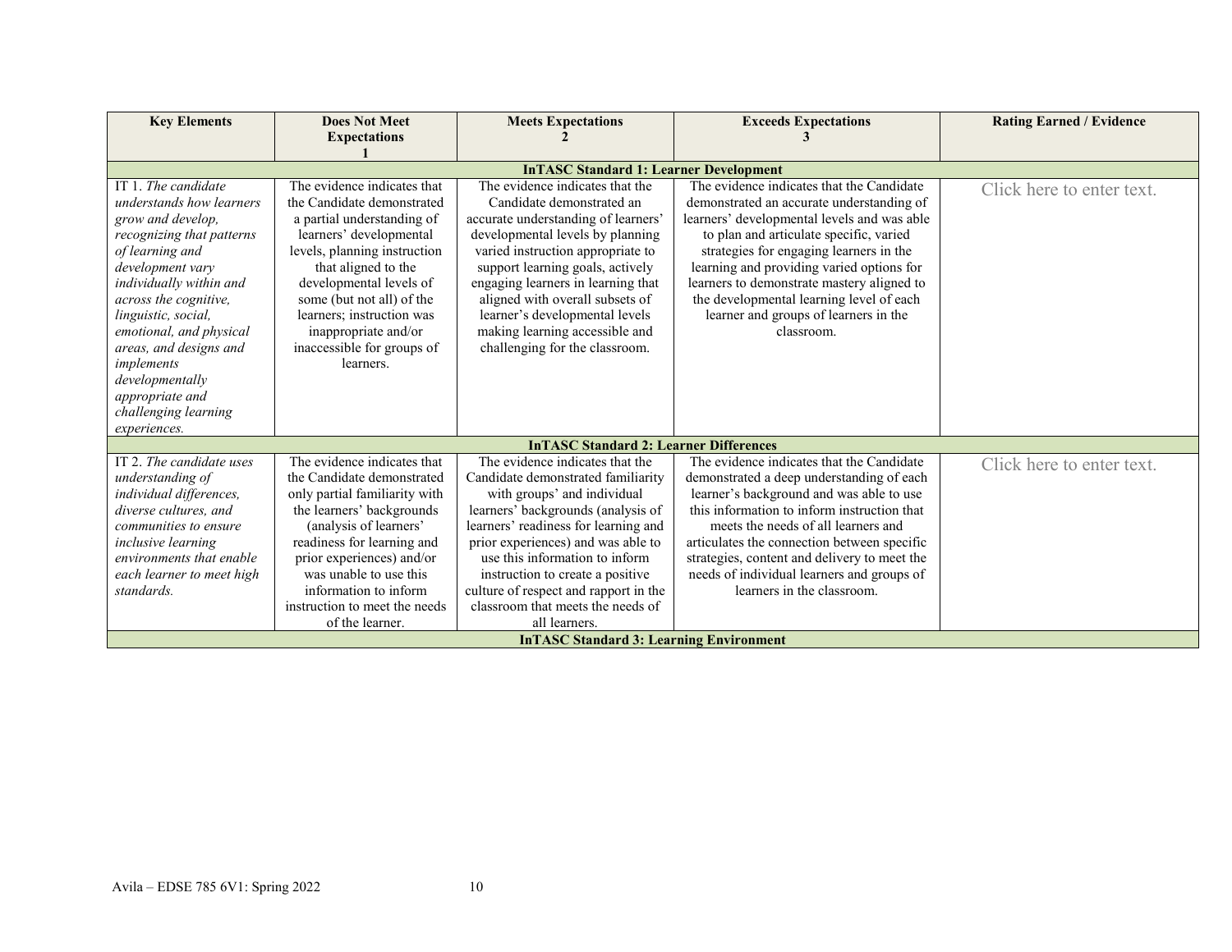| Key Elements | Does Not Meet Expectations 1 | Meets Expectations 2 | Exceeds Expectations 3 | Rating Earned / Evidence |
|---|---|---|---|---|
| **InTASC Standard 1: Learner Development** | | | | |
| IT 1. *The candidate understands how learners grow and develop, recognizing that patterns of learning and development vary individually within and across the cognitive, linguistic, social, emotional, and physical areas, and designs and implements developmentally appropriate and challenging learning experiences.* | The evidence indicates that the Candidate demonstrated a partial understanding of learners' developmental levels, planning instruction that aligned to the developmental levels of some (but not all) of the learners; instruction was inappropriate and/or inaccessible for groups of learners. | The evidence indicates that the Candidate demonstrated an accurate understanding of learners' developmental levels by planning varied instruction appropriate to support learning goals, actively engaging learners in learning that aligned with overall subsets of learner's developmental levels making learning accessible and challenging for the classroom. | The evidence indicates that the Candidate demonstrated an accurate understanding of learners' developmental levels and was able to plan and articulate specific, varied strategies for engaging learners in the learning and providing varied options for learners to demonstrate mastery aligned to the developmental learning level of each learner and groups of learners in the classroom. | Click here to enter text. |
| **InTASC Standard 2: Learner Differences** | | | | |
| IT 2. *The candidate uses understanding of individual differences, diverse cultures, and communities to ensure inclusive learning environments that enable each learner to meet high standards.* | The evidence indicates that the Candidate demonstrated only partial familiarity with the learners' backgrounds (analysis of learners' readiness for learning and prior experiences) and/or was unable to use this information to inform instruction to meet the needs of the learner. | The evidence indicates that the Candidate demonstrated familiarity with groups' and individual learners' backgrounds (analysis of learners' readiness for learning and prior experiences) and was able to use this information to inform instruction to create a positive culture of respect and rapport in the classroom that meets the needs of all learners. | The evidence indicates that the Candidate demonstrated a deep understanding of each learner's background and was able to use this information to inform instruction that meets the needs of all learners and articulates the connection between specific strategies, content and delivery to meet the needs of individual learners and groups of learners in the classroom. | Click here to enter text. |
| **InTASC Standard 3: Learning Environment** | | | | |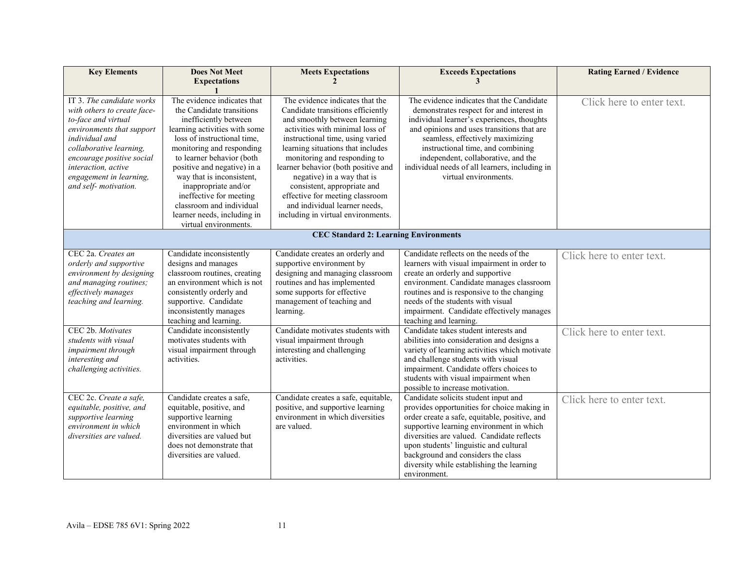| Key Elements | Does Not Meet Expectations 1 | Meets Expectations 2 | Exceeds Expectations 3 | Rating Earned / Evidence |
|---|---|---|---|---|
| IT 3. *The candidate works with others to create face-to-face and virtual environments that support individual and collaborative learning, encourage positive social interaction, active engagement in learning, and self- motivation.* | The evidence indicates that the Candidate transitions inefficiently between learning activities with some loss of instructional time, monitoring and responding to learner behavior (both positive and negative) in a way that is inconsistent, inappropriate and/or ineffective for meeting classroom and individual learner needs, including in virtual environments. | The evidence indicates that the Candidate transitions efficiently and smoothly between learning activities with minimal loss of instructional time, using varied learning situations that includes monitoring and responding to learner behavior (both positive and negative) in a way that is consistent, appropriate and effective for meeting classroom and individual learner needs, including in virtual environments. | The evidence indicates that the Candidate demonstrates respect for and interest in individual learner's experiences, thoughts and opinions and uses transitions that are seamless, effectively maximizing instructional time, and combining independent, collaborative, and the individual needs of all learners, including in virtual environments. | Click here to enter text. |
| **CEC Standard 2: Learning Environments** | | | | |
| CEC 2a. *Creates an orderly and supportive environment by designing and managing routines; effectively manages teaching and learning.* | Candidate inconsistently designs and manages classroom routines, creating an environment which is not consistently orderly and supportive. Candidate inconsistently manages teaching and learning. | Candidate creates an orderly and supportive environment by designing and managing classroom routines and has implemented some supports for effective management of teaching and learning. | Candidate reflects on the needs of the learners with visual impairment in order to create an orderly and supportive environment. Candidate manages classroom routines and is responsive to the changing needs of the students with visual impairment. Candidate effectively manages teaching and learning. | Click here to enter text. |
| CEC 2b. *Motivates students with visual impairment through interesting and challenging activities.* | Candidate inconsistently motivates students with visual impairment through activities. | Candidate motivates students with visual impairment through interesting and challenging activities. | Candidate takes student interests and abilities into consideration and designs a variety of learning activities which motivate and challenge students with visual impairment. Candidate offers choices to students with visual impairment when possible to increase motivation. | Click here to enter text. |
| CEC 2c. *Create a safe, equitable, positive, and supportive learning environment in which diversities are valued.* | Candidate creates a safe, equitable, positive, and supportive learning environment in which diversities are valued but does not demonstrate that diversities are valued. | Candidate creates a safe, equitable, positive, and supportive learning environment in which diversities are valued. | Candidate solicits student input and provides opportunities for choice making in order create a safe, equitable, positive, and supportive learning environment in which diversities are valued. Candidate reflects upon students' linguistic and cultural background and considers the class diversity while establishing the learning environment. | Click here to enter text. |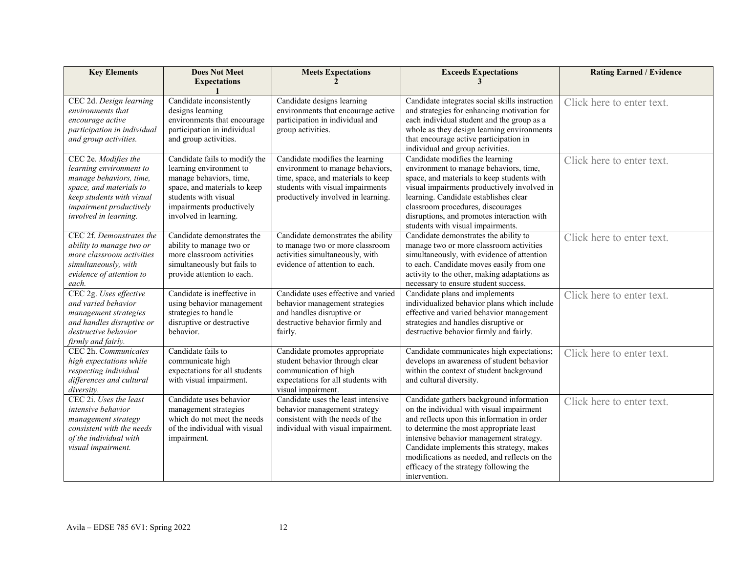| Key Elements | Does Not Meet Expectations 1 | Meets Expectations 2 | Exceeds Expectations 3 | Rating Earned / Evidence |
|---|---|---|---|---|
| CEC 2d. *Design learning environments that encourage active participation in individual and group activities.* | Candidate inconsistently designs learning environments that encourage participation in individual and group activities. | Candidate designs learning environments that encourage active participation in individual and group activities. | Candidate integrates social skills instruction and strategies for enhancing motivation for each individual student and the group as a whole as they design learning environments that encourage active participation in individual and group activities. | Click here to enter text. |
| CEC 2e. *Modifies the learning environment to manage behaviors, time, space, and materials to keep students with visual impairment productively involved in learning.* | Candidate fails to modify the learning environment to manage behaviors, time, space, and materials to keep students with visual impairments productively involved in learning. | Candidate modifies the learning environment to manage behaviors, time, space, and materials to keep students with visual impairments productively involved in learning. | Candidate modifies the learning environment to manage behaviors, time, space, and materials to keep students with visual impairments productively involved in learning. Candidate establishes clear classroom procedures, discourages disruptions, and promotes interaction with students with visual impairments. | Click here to enter text. |
| CEC 2f. *Demonstrates the ability to manage two or more classroom activities simultaneously, with evidence of attention to each.* | Candidate demonstrates the ability to manage two or more classroom activities simultaneously but fails to provide attention to each. | Candidate demonstrates the ability to manage two or more classroom activities simultaneously, with evidence of attention to each. | Candidate demonstrates the ability to manage two or more classroom activities simultaneously, with evidence of attention to each. Candidate moves easily from one activity to the other, making adaptations as necessary to ensure student success. | Click here to enter text. |
| CEC 2g. *Uses effective and varied behavior management strategies and handles disruptive or destructive behavior firmly and fairly.* | Candidate is ineffective in using behavior management strategies to handle disruptive or destructive behavior. | Candidate uses effective and varied behavior management strategies and handles disruptive or destructive behavior firmly and fairly. | Candidate plans and implements individualized behavior plans which include effective and varied behavior management strategies and handles disruptive or destructive behavior firmly and fairly. | Click here to enter text. |
| CEC 2h. C*ommunicates high expectations while respecting individual differences and cultural diversity.* | Candidate fails to communicate high expectations for all students with visual impairment. | Candidate promotes appropriate student behavior through clear communication of high expectations for all students with visual impairment. | Candidate communicates high expectations; develops an awareness of student behavior within the context of student background and cultural diversity. | Click here to enter text. |
| CEC 2i. *Uses the least intensive behavior management strategy consistent with the needs of the individual with visual impairment.* | Candidate uses behavior management strategies which do not meet the needs of the individual with visual impairment. | Candidate uses the least intensive behavior management strategy consistent with the needs of the individual with visual impairment. | Candidate gathers background information on the individual with visual impairment and reflects upon this information in order to determine the most appropriate least intensive behavior management strategy. Candidate implements this strategy, makes modifications as needed, and reflects on the efficacy of the strategy following the intervention. | Click here to enter text. |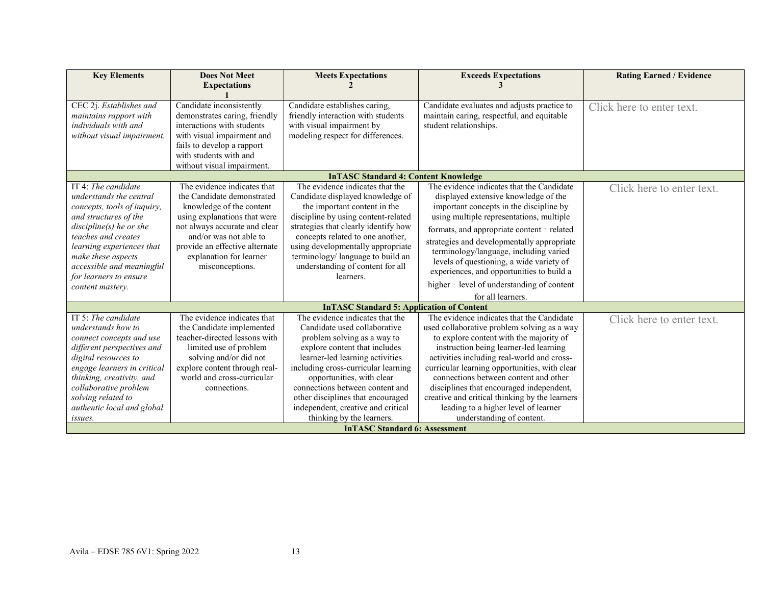| Key Elements | Does Not Meet Expectations 1 | Meets Expectations 2 | Exceeds Expectations 3 | Rating Earned / Evidence |
|---|---|---|---|---|
| CEC 2j. *Establishes and maintains rapport with individuals with and without visual impairment.* | Candidate inconsistently demonstrates caring, friendly interactions with students with visual impairment and fails to develop a rapport with students with and without visual impairment. | Candidate establishes caring, friendly interaction with students with visual impairment by modeling respect for differences. | Candidate evaluates and adjusts practice to maintain caring, respectful, and equitable student relationships. | Click here to enter text. |
| **InTASC Standard 4: Content Knowledge** | | | | |
| IT 4: *The candidate understands the central concepts, tools of inquiry, and structures of the discipline(s) he or she teaches and creates learning experiences that make these aspects accessible and meaningful for learners to ensure content mastery.* | The evidence indicates that the Candidate demonstrated knowledge of the content using explanations that were not always accurate and clear and/or was not able to provide an effective alternate explanation for learner misconceptions. | The evidence indicates that the Candidate displayed knowledge of the important content in the discipline by using content-related strategies that clearly identify how concepts related to one another, using developmentally appropriate terminology/ language to build an understanding of content for all learners. | The evidence indicates that the Candidate displayed extensive knowledge of the important concepts in the discipline by using multiple representations, multiple formats, and appropriate content - related strategies and developmentally appropriate terminology/language, including varied levels of questioning, a wide variety of experiences, and opportunities to build a higher - level of understanding of content for all learners. | Click here to enter text. |
| **InTASC Standard 5: Application of Content** | | | | |
| IT 5: *The candidate understands how to connect concepts and use different perspectives and digital resources to engage learners in critical thinking, creativity, and collaborative problem solving related to authentic local and global issues.* | The evidence indicates that the Candidate implemented teacher-directed lessons with limited use of problem solving and/or did not explore content through real-world and cross-curricular connections. | The evidence indicates that the Candidate used collaborative problem solving as a way to explore content that includes learner-led learning activities including cross-curricular learning opportunities, with clear connections between content and other disciplines that encouraged independent, creative and critical thinking by the learners. | The evidence indicates that the Candidate used collaborative problem solving as a way to explore content with the majority of instruction being learner-led learning activities including real-world and cross-curricular learning opportunities, with clear connections between content and other disciplines that encouraged independent, creative and critical thinking by the learners leading to a higher level of learner understanding of content. | Click here to enter text. |
| **InTASC Standard 6: Assessment** | | | | |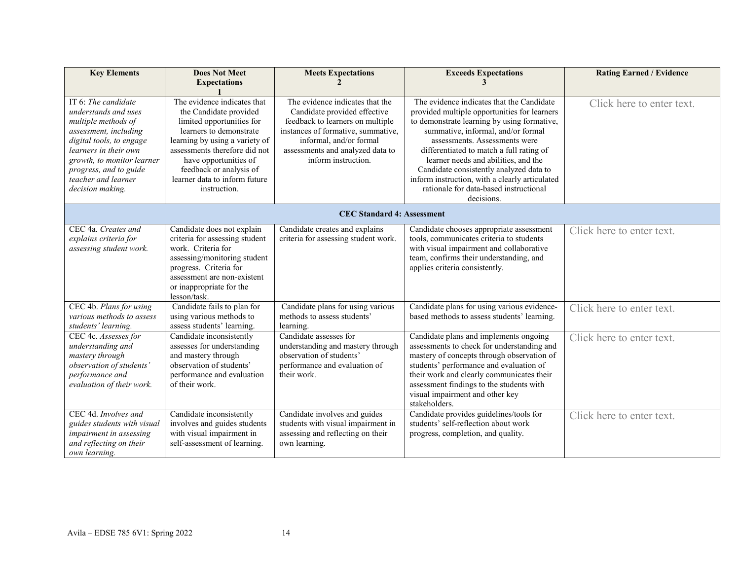| Key Elements | Does Not Meet Expectations 1 | Meets Expectations 2 | Exceeds Expectations 3 | Rating Earned / Evidence |
|---|---|---|---|---|
| IT 6: *The candidate understands and uses multiple methods of assessment, including digital tools, to engage learners in their own growth, to monitor learner progress, and to guide teacher and learner decision making.* | The evidence indicates that the Candidate provided limited opportunities for learners to demonstrate learning by using a variety of assessments therefore did not have opportunities of feedback or analysis of learner data to inform future instruction. | The evidence indicates that the Candidate provided effective feedback to learners on multiple instances of formative, summative, informal, and/or formal assessments and analyzed data to inform instruction. | The evidence indicates that the Candidate provided multiple opportunities for learners to demonstrate learning by using formative, summative, informal, and/or formal assessments. Assessments were differentiated to match a full rating of learner needs and abilities, and the Candidate consistently analyzed data to inform instruction, with a clearly articulated rationale for data-based instructional decisions. | Click here to enter text. |
| **CEC Standard 4: Assessment** | | | | |
| CEC 4a. *Creates and explains criteria for assessing student work.* | Candidate does not explain criteria for assessing student work. Criteria for assessing/monitoring student progress. Criteria for assessment are non-existent or inappropriate for the lesson/task. | Candidate creates and explains criteria for assessing student work. | Candidate chooses appropriate assessment tools, communicates criteria to students with visual impairment and collaborative team, confirms their understanding, and applies criteria consistently. | Click here to enter text. |
| CEC 4b. *Plans for using various methods to assess students' learning.* | Candidate fails to plan for using various methods to assess students' learning. | Candidate plans for using various methods to assess students' learning. | Candidate plans for using various evidence-based methods to assess students' learning. | Click here to enter text. |
| CEC 4c. *Assesses for understanding and mastery through observation of students' performance and evaluation of their work.* | Candidate inconsistently assesses for understanding and mastery through observation of students' performance and evaluation of their work. | Candidate assesses for understanding and mastery through observation of students' performance and evaluation of their work. | Candidate plans and implements ongoing assessments to check for understanding and mastery of concepts through observation of students' performance and evaluation of their work and clearly communicates their assessment findings to the students with visual impairment and other key stakeholders. | Click here to enter text. |
| CEC 4d. *Involves and guides students with visual impairment in assessing and reflecting on their own learning.* | Candidate inconsistently involves and guides students with visual impairment in self-assessment of learning. | Candidate involves and guides students with visual impairment in assessing and reflecting on their own learning. | Candidate provides guidelines/tools for students' self-reflection about work progress, completion, and quality. | Click here to enter text. |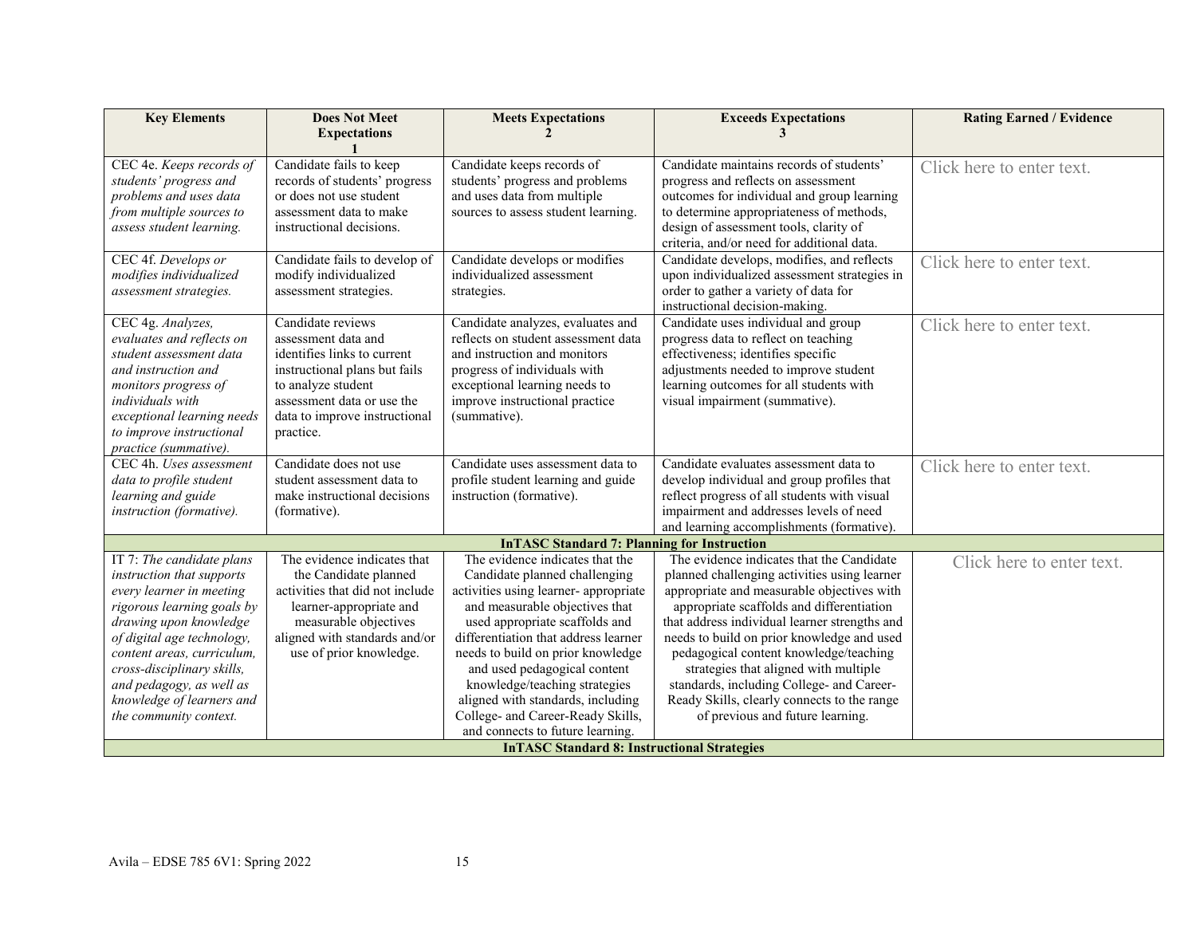| Key Elements | Does Not Meet Expectations 1 | Meets Expectations 2 | Exceeds Expectations 3 | Rating Earned / Evidence |
|---|---|---|---|---|
| CEC 4e. *Keeps records of students' progress and problems and uses data from multiple sources to assess student learning.* | Candidate fails to keep records of students' progress or does not use student assessment data to make instructional decisions. | Candidate keeps records of students' progress and problems and uses data from multiple sources to assess student learning. | Candidate maintains records of students' progress and reflects on assessment outcomes for individual and group learning to determine appropriateness of methods, design of assessment tools, clarity of criteria, and/or need for additional data. | Click here to enter text. |
| CEC 4f. *Develops or modifies individualized assessment strategies.* | Candidate fails to develop of modify individualized assessment strategies. | Candidate develops or modifies individualized assessment strategies. | Candidate develops, modifies, and reflects upon individualized assessment strategies in order to gather a variety of data for instructional decision-making. | Click here to enter text. |
| CEC 4g. *Analyzes, evaluates and reflects on student assessment data and instruction and monitors progress of individuals with exceptional learning needs to improve instructional practice (summative).* | Candidate reviews assessment data and identifies links to current instructional plans but fails to analyze student assessment data or use the data to improve instructional practice. | Candidate analyzes, evaluates and reflects on student assessment data and instruction and monitors progress of individuals with exceptional learning needs to improve instructional practice (summative). | Candidate uses individual and group progress data to reflect on teaching effectiveness; identifies specific adjustments needed to improve student learning outcomes for all students with visual impairment (summative). | Click here to enter text. |
| CEC 4h. *Uses assessment data to profile student learning and guide instruction (formative).* | Candidate does not use student assessment data to make instructional decisions (formative). | Candidate uses assessment data to profile student learning and guide instruction (formative). | Candidate evaluates assessment data to develop individual and group profiles that reflect progress of all students with visual impairment and addresses levels of need and learning accomplishments (formative). | Click here to enter text. |
| **InTASC Standard 7: Planning for Instruction** | | | | |
| IT 7: *The candidate plans instruction that supports every learner in meeting rigorous learning goals by drawing upon knowledge of digital age technology, content areas, curriculum, cross-disciplinary skills, and pedagogy, as well as knowledge of learners and the community context.* | The evidence indicates that the Candidate planned activities that did not include learner-appropriate and measurable objectives aligned with standards and/or use of prior knowledge. | The evidence indicates that the Candidate planned challenging activities using learner- appropriate and measurable objectives that used appropriate scaffolds and differentiation that address learner needs to build on prior knowledge and used pedagogical content knowledge/teaching strategies aligned with standards, including College- and Career-Ready Skills, and connects to future learning. | The evidence indicates that the Candidate planned challenging activities using learner appropriate and measurable objectives with appropriate scaffolds and differentiation that address individual learner strengths and needs to build on prior knowledge and used pedagogical content knowledge/teaching strategies that aligned with multiple standards, including College- and Career-Ready Skills, clearly connects to the range of previous and future learning. | Click here to enter text. |
| **InTASC Standard 8: Instructional Strategies** | | | | |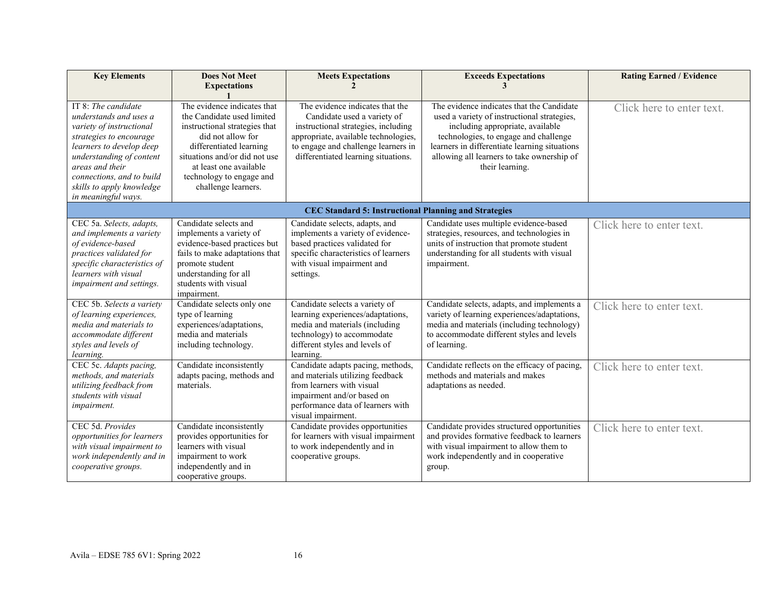| Key Elements | Does Not Meet Expectations 1 | Meets Expectations 2 | Exceeds Expectations 3 | Rating Earned / Evidence |
|---|---|---|---|---|
| IT 8: *The candidate understands and uses a variety of instructional strategies to encourage learners to develop deep understanding of content areas and their connections, and to build skills to apply knowledge in meaningful ways.* | The evidence indicates that the Candidate used limited instructional strategies that did not allow for differentiated learning situations and/or did not use at least one available technology to engage and challenge learners. | The evidence indicates that the Candidate used a variety of instructional strategies, including appropriate, available technologies, to engage and challenge learners in differentiated learning situations. | The evidence indicates that the Candidate used a variety of instructional strategies, including appropriate, available technologies, to engage and challenge learners in differentiate learning situations allowing all learners to take ownership of their learning. | Click here to enter text. |
| **CEC Standard 5: Instructional Planning and Strategies** | | | | |
| CEC 5a. *Selects, adapts, and implements a variety of evidence-based practices validated for specific characteristics of learners with visual impairment and settings.* | Candidate selects and implements a variety of evidence-based practices but fails to make adaptations that promote student understanding for all students with visual impairment. | Candidate selects, adapts, and implements a variety of evidence-based practices validated for specific characteristics of learners with visual impairment and settings. | Candidate uses multiple evidence-based strategies, resources, and technologies in units of instruction that promote student understanding for all students with visual impairment. | Click here to enter text. |
| CEC 5b. *Selects a variety of learning experiences, media and materials to accommodate different styles and levels of learning.* | Candidate selects only one type of learning experiences/adaptations, media and materials including technology. | Candidate selects a variety of learning experiences/adaptations, media and materials (including technology) to accommodate different styles and levels of learning. | Candidate selects, adapts, and implements a variety of learning experiences/adaptations, media and materials (including technology) to accommodate different styles and levels of learning. | Click here to enter text. |
| CEC 5c. *Adapts pacing, methods, and materials utilizing feedback from students with visual impairment.* | Candidate inconsistently adapts pacing, methods and materials. | Candidate adapts pacing, methods, and materials utilizing feedback from learners with visual impairment and/or based on performance data of learners with visual impairment. | Candidate reflects on the efficacy of pacing, methods and materials and makes adaptations as needed. | Click here to enter text. |
| CEC 5d. *Provides opportunities for learners with visual impairment to work independently and in cooperative groups.* | Candidate inconsistently provides opportunities for learners with visual impairment to work independently and in cooperative groups. | Candidate provides opportunities for learners with visual impairment to work independently and in cooperative groups. | Candidate provides structured opportunities and provides formative feedback to learners with visual impairment to allow them to work independently and in cooperative group. | Click here to enter text. |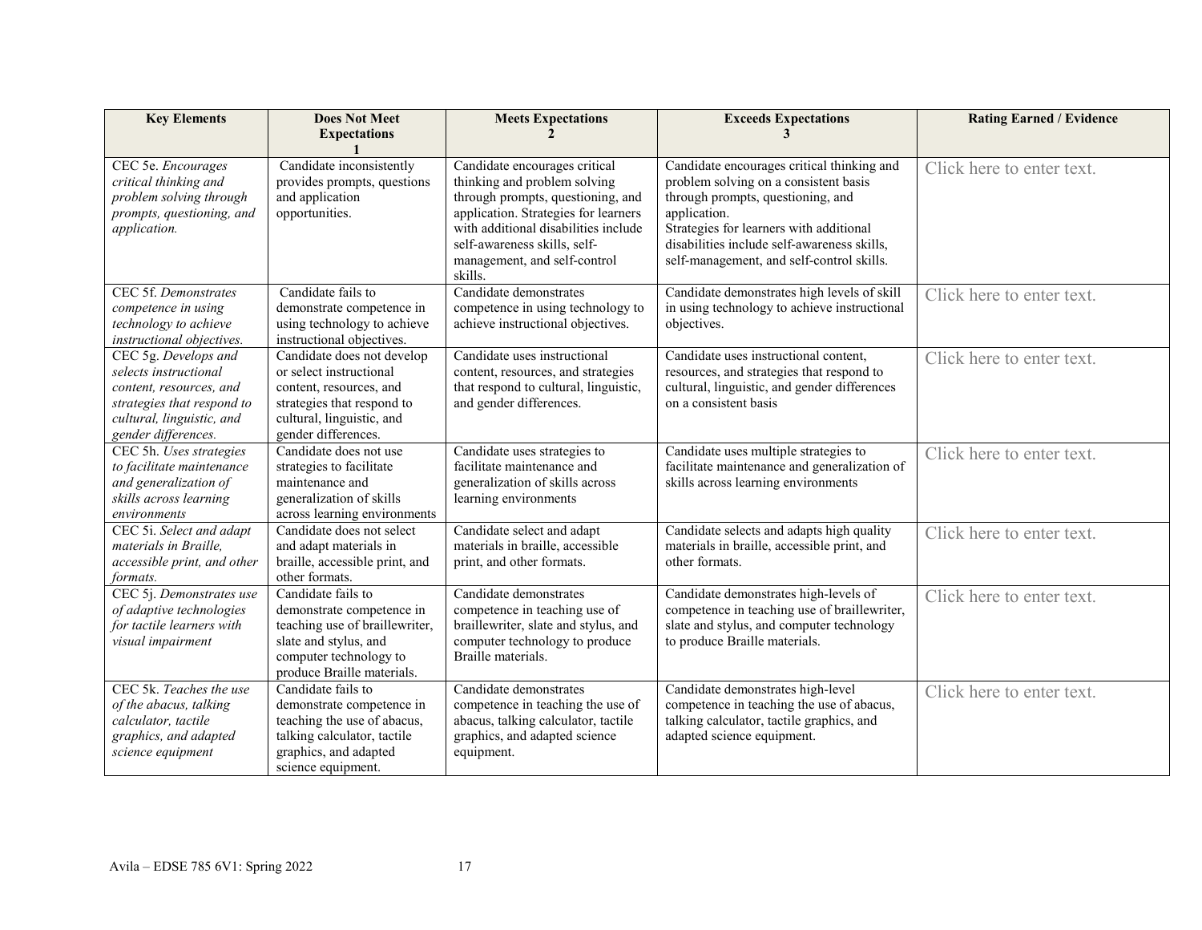| Key Elements | Does Not Meet Expectations 1 | Meets Expectations 2 | Exceeds Expectations 3 | Rating Earned / Evidence |
|---|---|---|---|---|
| CEC 5e. *Encourages critical thinking and problem solving through prompts, questioning, and application.* | Candidate inconsistently provides prompts, questions and application opportunities. | Candidate encourages critical thinking and problem solving through prompts, questioning, and application. Strategies for learners with additional disabilities include self-awareness skills, self-management, and self-control skills. | Candidate encourages critical thinking and problem solving on a consistent basis through prompts, questioning, and application. Strategies for learners with additional disabilities include self-awareness skills, self-management, and self-control skills. | Click here to enter text. |
| CEC 5f. *Demonstrates competence in using technology to achieve instructional objectives.* | Candidate fails to demonstrate competence in using technology to achieve instructional objectives. | Candidate demonstrates competence in using technology to achieve instructional objectives. | Candidate demonstrates high levels of skill in using technology to achieve instructional objectives. | Click here to enter text. |
| CEC 5g. *Develops and selects instructional content, resources, and strategies that respond to cultural, linguistic, and gender differences.* | Candidate does not develop or select instructional content, resources, and strategies that respond to cultural, linguistic, and gender differences. | Candidate uses instructional content, resources, and strategies that respond to cultural, linguistic, and gender differences. | Candidate uses instructional content, resources, and strategies that respond to cultural, linguistic, and gender differences on a consistent basis | Click here to enter text. |
| CEC 5h. *Uses strategies to facilitate maintenance and generalization of skills across learning environments* | Candidate does not use strategies to facilitate maintenance and generalization of skills across learning environments | Candidate uses strategies to facilitate maintenance and generalization of skills across learning environments | Candidate uses multiple strategies to facilitate maintenance and generalization of skills across learning environments | Click here to enter text. |
| CEC 5i. *Select and adapt materials in Braille, accessible print, and other formats.* | Candidate does not select and adapt materials in braille, accessible print, and other formats. | Candidate select and adapt materials in braille, accessible print, and other formats. | Candidate selects and adapts high quality materials in braille, accessible print, and other formats. | Click here to enter text. |
| CEC 5j. *Demonstrates use of adaptive technologies for tactile learners with visual impairment* | Candidate fails to demonstrate competence in teaching use of braillewriter, slate and stylus, and computer technology to produce Braille materials. | Candidate demonstrates competence in teaching use of braillewriter, slate and stylus, and computer technology to produce Braille materials. | Candidate demonstrates high-levels of competence in teaching use of braillewriter, slate and stylus, and computer technology to produce Braille materials. | Click here to enter text. |
| CEC 5k. *Teaches the use of the abacus, talking calculator, tactile graphics, and adapted science equipment* | Candidate fails to demonstrate competence in teaching the use of abacus, talking calculator, tactile graphics, and adapted science equipment. | Candidate demonstrates competence in teaching the use of abacus, talking calculator, tactile graphics, and adapted science equipment. | Candidate demonstrates high-level competence in teaching the use of abacus, talking calculator, tactile graphics, and adapted science equipment. | Click here to enter text. |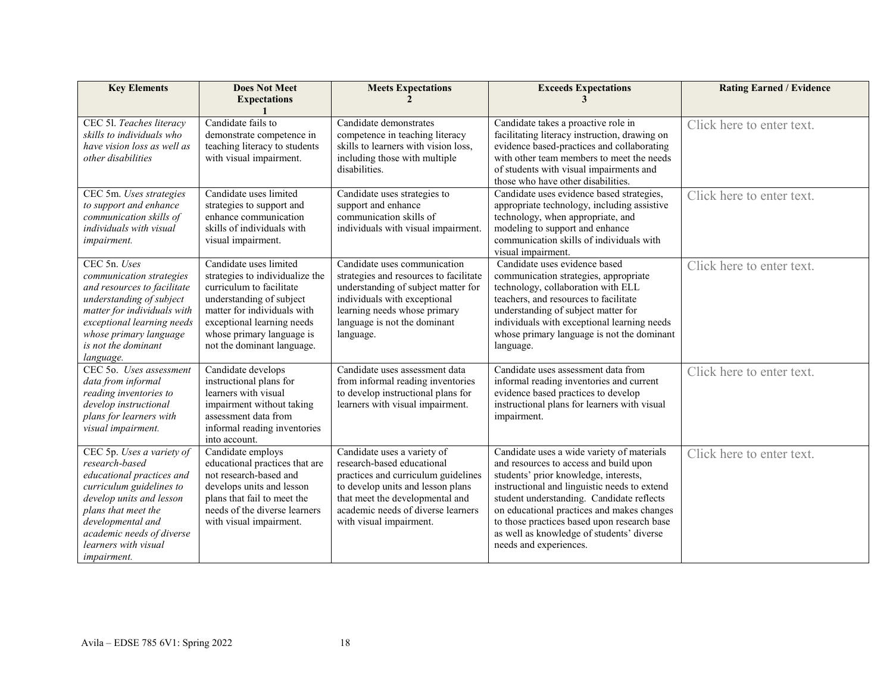| Key Elements | Does Not Meet Expectations 1 | Meets Expectations 2 | Exceeds Expectations 3 | Rating Earned / Evidence |
|---|---|---|---|---|
| CEC 5l. *Teaches literacy skills to individuals who have vision loss as well as other disabilities* | Candidate fails to demonstrate competence in teaching literacy to students with visual impairment. | Candidate demonstrates competence in teaching literacy skills to learners with vision loss, including those with multiple disabilities. | Candidate takes a proactive role in facilitating literacy instruction, drawing on evidence based-practices and collaborating with other team members to meet the needs of students with visual impairments and those who have other disabilities. | Click here to enter text. |
| CEC 5m. *Uses strategies to support and enhance communication skills of individuals with visual impairment.* | Candidate uses limited strategies to support and enhance communication skills of individuals with visual impairment. | Candidate uses strategies to support and enhance communication skills of individuals with visual impairment. | Candidate uses evidence based strategies, appropriate technology, including assistive technology, when appropriate, and modeling to support and enhance communication skills of individuals with visual impairment. | Click here to enter text. |
| CEC 5n. *Uses communication strategies and resources to facilitate understanding of subject matter for individuals with exceptional learning needs whose primary language is not the dominant language.* | Candidate uses limited strategies to individualize the curriculum to facilitate understanding of subject matter for individuals with exceptional learning needs whose primary language is not the dominant language. | Candidate uses communication strategies and resources to facilitate understanding of subject matter for individuals with exceptional learning needs whose primary language is not the dominant language. | Candidate uses evidence based communication strategies, appropriate technology, collaboration with ELL teachers, and resources to facilitate understanding of subject matter for individuals with exceptional learning needs whose primary language is not the dominant language. | Click here to enter text. |
| CEC 5o. *Uses assessment data from informal reading inventories to develop instructional plans for learners with visual impairment.* | Candidate develops instructional plans for learners with visual impairment without taking assessment data from informal reading inventories into account. | Candidate uses assessment data from informal reading inventories to develop instructional plans for learners with visual impairment. | Candidate uses assessment data from informal reading inventories and current evidence based practices to develop instructional plans for learners with visual impairment. | Click here to enter text. |
| CEC 5p. *Uses a variety of research-based educational practices and curriculum guidelines to develop units and lesson plans that meet the developmental and academic needs of diverse learners with visual impairment.* | Candidate employs educational practices that are not research-based and develops units and lesson plans that fail to meet the needs of the diverse learners with visual impairment. | Candidate uses a variety of research-based educational practices and curriculum guidelines to develop units and lesson plans that meet the developmental and academic needs of diverse learners with visual impairment. | Candidate uses a wide variety of materials and resources to access and build upon students' prior knowledge, interests, instructional and linguistic needs to extend student understanding. Candidate reflects on educational practices and makes changes to those practices based upon research base as well as knowledge of students' diverse needs and experiences. | Click here to enter text. |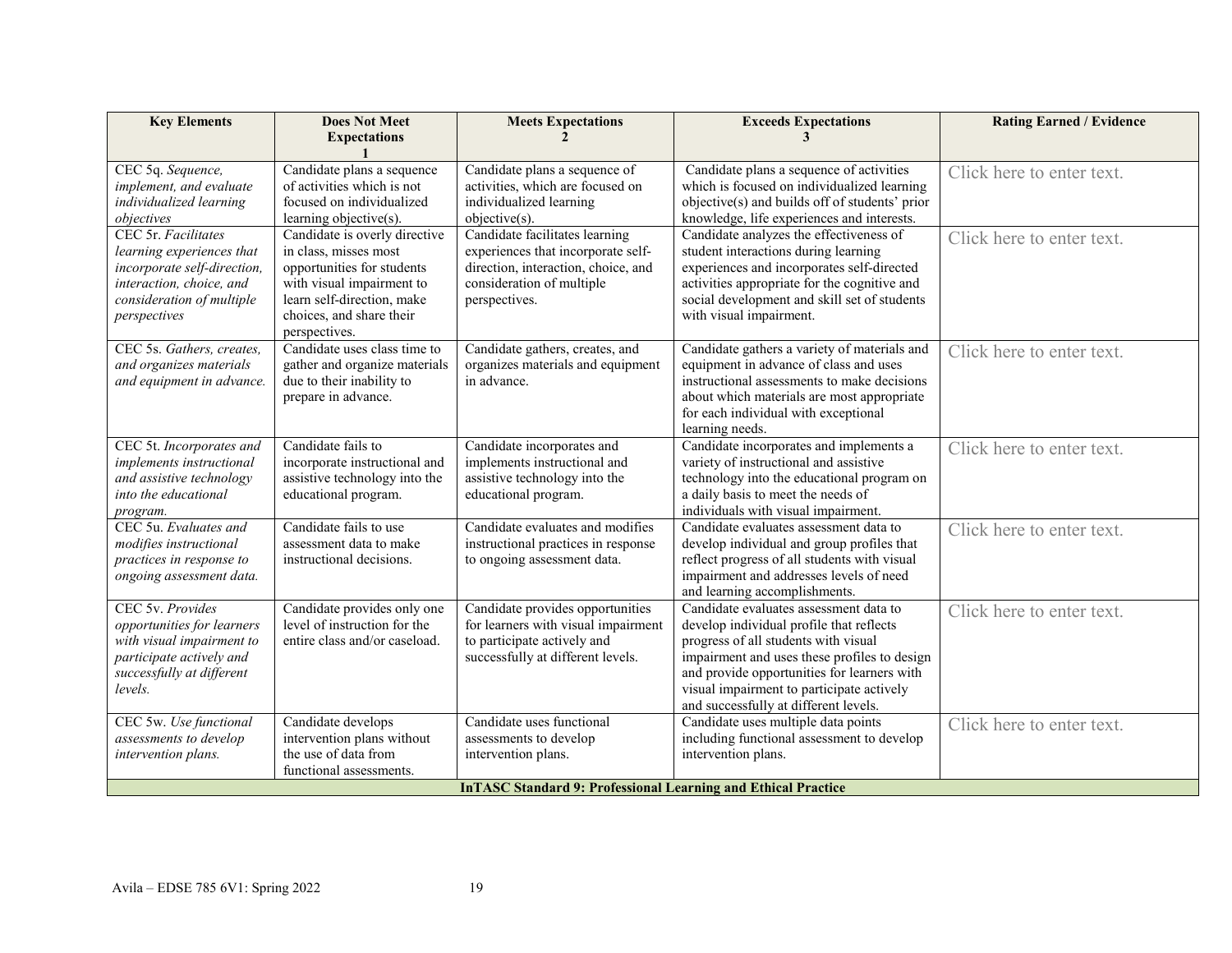| Key Elements | Does Not Meet Expectations 1 | Meets Expectations 2 | Exceeds Expectations 3 | Rating Earned / Evidence |
|---|---|---|---|---|
| CEC 5q. *Sequence, implement, and evaluate individualized learning objectives* | Candidate plans a sequence of activities which is not focused on individualized learning objective(s). | Candidate plans a sequence of activities, which are focused on individualized learning objective(s). | Candidate plans a sequence of activities which is focused on individualized learning objective(s) and builds off of students' prior knowledge, life experiences and interests. | Click here to enter text. |
| CEC 5r. *Facilitates learning experiences that incorporate self-direction, interaction, choice, and consideration of multiple perspectives* | Candidate is overly directive in class, misses most opportunities for students with visual impairment to learn self-direction, make choices, and share their perspectives. | Candidate facilitates learning experiences that incorporate self-direction, interaction, choice, and consideration of multiple perspectives. | Candidate analyzes the effectiveness of student interactions during learning experiences and incorporates self-directed activities appropriate for the cognitive and social development and skill set of students with visual impairment. | Click here to enter text. |
| CEC 5s. *Gathers, creates, and organizes materials and equipment in advance.* | Candidate uses class time to gather and organize materials due to their inability to prepare in advance. | Candidate gathers, creates, and organizes materials and equipment in advance. | Candidate gathers a variety of materials and equipment in advance of class and uses instructional assessments to make decisions about which materials are most appropriate for each individual with exceptional learning needs. | Click here to enter text. |
| CEC 5t. *Incorporates and implements instructional and assistive technology into the educational program.* | Candidate fails to incorporate instructional and assistive technology into the educational program. | Candidate incorporates and implements instructional and assistive technology into the educational program. | Candidate incorporates and implements a variety of instructional and assistive technology into the educational program on a daily basis to meet the needs of individuals with visual impairment. | Click here to enter text. |
| CEC 5u. *Evaluates and modifies instructional practices in response to ongoing assessment data.* | Candidate fails to use assessment data to make instructional decisions. | Candidate evaluates and modifies instructional practices in response to ongoing assessment data. | Candidate evaluates assessment data to develop individual and group profiles that reflect progress of all students with visual impairment and addresses levels of need and learning accomplishments. | Click here to enter text. |
| CEC 5v. *Provides opportunities for learners with visual impairment to participate actively and successfully at different levels.* | Candidate provides only one level of instruction for the entire class and/or caseload. | Candidate provides opportunities for learners with visual impairment to participate actively and successfully at different levels. | Candidate evaluates assessment data to develop individual profile that reflects progress of all students with visual impairment and uses these profiles to design and provide opportunities for learners with visual impairment to participate actively and successfully at different levels. | Click here to enter text. |
| CEC 5w. *Use functional assessments to develop intervention plans.* | Candidate develops intervention plans without the use of data from functional assessments. | Candidate uses functional assessments to develop intervention plans. | Candidate uses multiple data points including functional assessment to develop intervention plans. | Click here to enter text. |
| **InTASC Standard 9: Professional Learning and Ethical Practice** | | | | |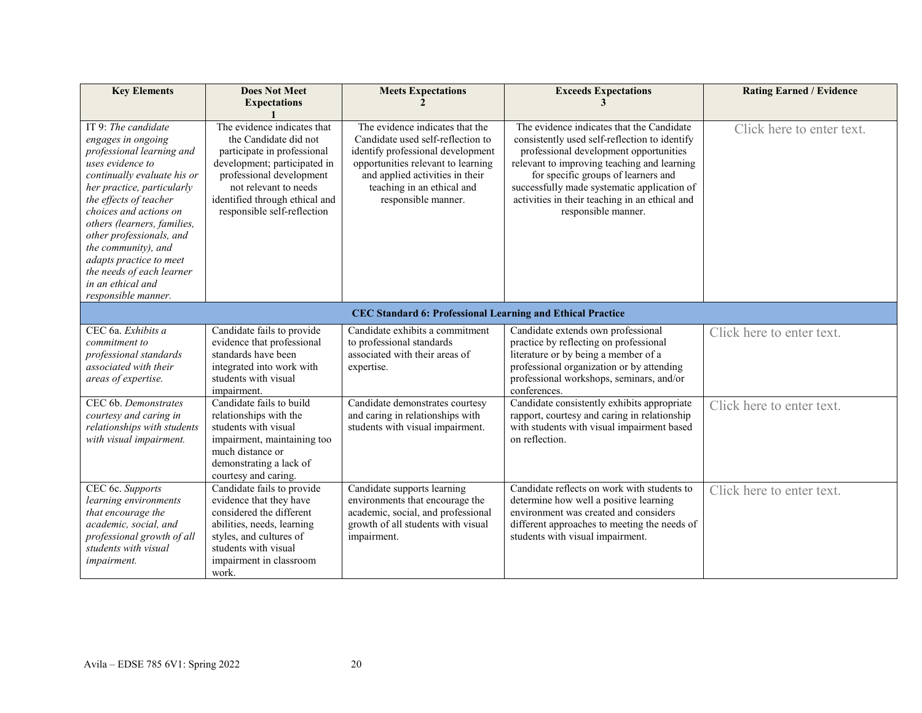| Key Elements | Does Not Meet Expectations 1 | Meets Expectations 2 | Exceeds Expectations 3 | Rating Earned / Evidence |
|---|---|---|---|---|
| IT 9: *The candidate engages in ongoing professional learning and uses evidence to continually evaluate his or her practice, particularly the effects of teacher choices and actions on others (learners, families, other professionals, and the community), and adapts practice to meet the needs of each learner in an ethical and responsible manner.* | The evidence indicates that the Candidate did not participate in professional development; participated in professional development not relevant to needs identified through ethical and responsible self-reflection | The evidence indicates that the Candidate used self-reflection to identify professional development opportunities relevant to learning and applied activities in their teaching in an ethical and responsible manner. | The evidence indicates that the Candidate consistently used self-reflection to identify professional development opportunities relevant to improving teaching and learning for specific groups of learners and successfully made systematic application of activities in their teaching in an ethical and responsible manner. | Click here to enter text. |
| **CEC Standard 6: Professional Learning and Ethical Practice** | | | | |
| CEC 6a. *Exhibits a commitment to professional standards associated with their areas of expertise.* | Candidate fails to provide evidence that professional standards have been integrated into work with students with visual impairment. | Candidate exhibits a commitment to professional standards associated with their areas of expertise. | Candidate extends own professional practice by reflecting on professional literature or by being a member of a professional organization or by attending professional workshops, seminars, and/or conferences. | Click here to enter text. |
| CEC 6b. *Demonstrates courtesy and caring in relationships with students with visual impairment.* | Candidate fails to build relationships with the students with visual impairment, maintaining too much distance or demonstrating a lack of courtesy and caring. | Candidate demonstrates courtesy and caring in relationships with students with visual impairment. | Candidate consistently exhibits appropriate rapport, courtesy and caring in relationship with students with visual impairment based on reflection. | Click here to enter text. |
| CEC 6c. *Supports learning environments that encourage the academic, social, and professional growth of all students with visual impairment.* | Candidate fails to provide evidence that they have considered the different abilities, needs, learning styles, and cultures of students with visual impairment in classroom work. | Candidate supports learning environments that encourage the academic, social, and professional growth of all students with visual impairment. | Candidate reflects on work with students to determine how well a positive learning environment was created and considers different approaches to meeting the needs of students with visual impairment. | Click here to enter text. |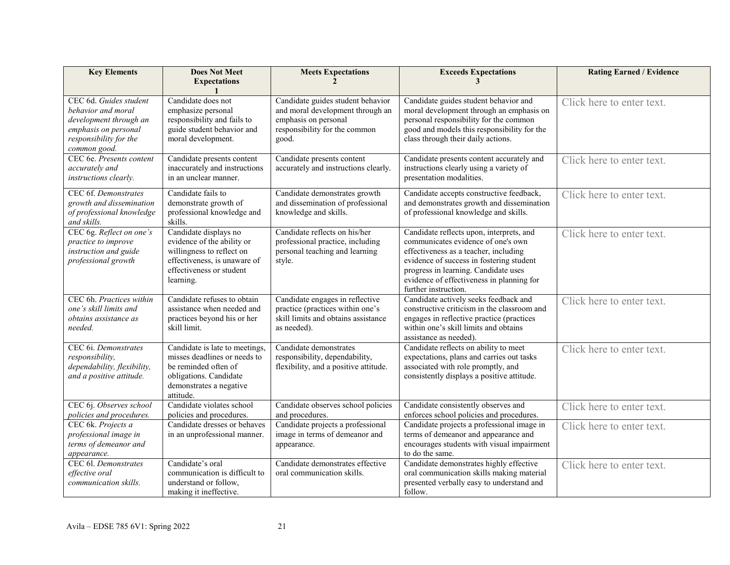| Key Elements | Does Not Meet Expectations 1 | Meets Expectations 2 | Exceeds Expectations 3 | Rating Earned / Evidence |
|---|---|---|---|---|
| CEC 6d. *Guides student behavior and moral development through an emphasis on personal responsibility for the common good.* | Candidate does not emphasize personal responsibility and fails to guide student behavior and moral development. | Candidate guides student behavior and moral development through an emphasis on personal responsibility for the common good. | Candidate guides student behavior and moral development through an emphasis on personal responsibility for the common good and models this responsibility for the class through their daily actions. | Click here to enter text. |
| CEC 6e. *Presents content accurately and instructions clearly.* | Candidate presents content inaccurately and instructions in an unclear manner. | Candidate presents content accurately and instructions clearly. | Candidate presents content accurately and instructions clearly using a variety of presentation modalities. | Click here to enter text. |
| CEC 6f. *Demonstrates growth and dissemination of professional knowledge and skills.* | Candidate fails to demonstrate growth of professional knowledge and skills. | Candidate demonstrates growth and dissemination of professional knowledge and skills. | Candidate accepts constructive feedback, and demonstrates growth and dissemination of professional knowledge and skills. | Click here to enter text. |
| CEC 6g. *Reflect on one's practice to improve instruction and guide professional growth* | Candidate displays no evidence of the ability or willingness to reflect on effectiveness, is unaware of effectiveness or student learning. | Candidate reflects on his/her professional practice, including personal teaching and learning style. | Candidate reflects upon, interprets, and communicates evidence of one's own effectiveness as a teacher, including evidence of success in fostering student progress in learning. Candidate uses evidence of effectiveness in planning for further instruction. | Click here to enter text. |
| CEC 6h. *Practices within one's skill limits and obtains assistance as needed.* | Candidate refuses to obtain assistance when needed and practices beyond his or her skill limit. | Candidate engages in reflective practice (practices within one's skill limits and obtains assistance as needed). | Candidate actively seeks feedback and constructive criticism in the classroom and engages in reflective practice (practices within one's skill limits and obtains assistance as needed). | Click here to enter text. |
| CEC 6i. *Demonstrates responsibility, dependability, flexibility, and a positive attitude.* | Candidate is late to meetings, misses deadlines or needs to be reminded often of obligations. Candidate demonstrates a negative attitude. | Candidate demonstrates responsibility, dependability, flexibility, and a positive attitude. | Candidate reflects on ability to meet expectations, plans and carries out tasks associated with role promptly, and consistently displays a positive attitude. | Click here to enter text. |
| CEC 6j. *Observes school policies and procedures.* | Candidate violates school policies and procedures. | Candidate observes school policies and procedures. | Candidate consistently observes and enforces school policies and procedures. | Click here to enter text. |
| CEC 6k. *Projects a professional image in terms of demeanor and appearance.* | Candidate dresses or behaves in an unprofessional manner. | Candidate projects a professional image in terms of demeanor and appearance. | Candidate projects a professional image in terms of demeanor and appearance and encourages students with visual impairment to do the same. | Click here to enter text. |
| CEC 6l. *Demonstrates effective oral communication skills.* | Candidate's oral communication is difficult to understand or follow, making it ineffective. | Candidate demonstrates effective oral communication skills. | Candidate demonstrates highly effective oral communication skills making material presented verbally easy to understand and follow. | Click here to enter text. |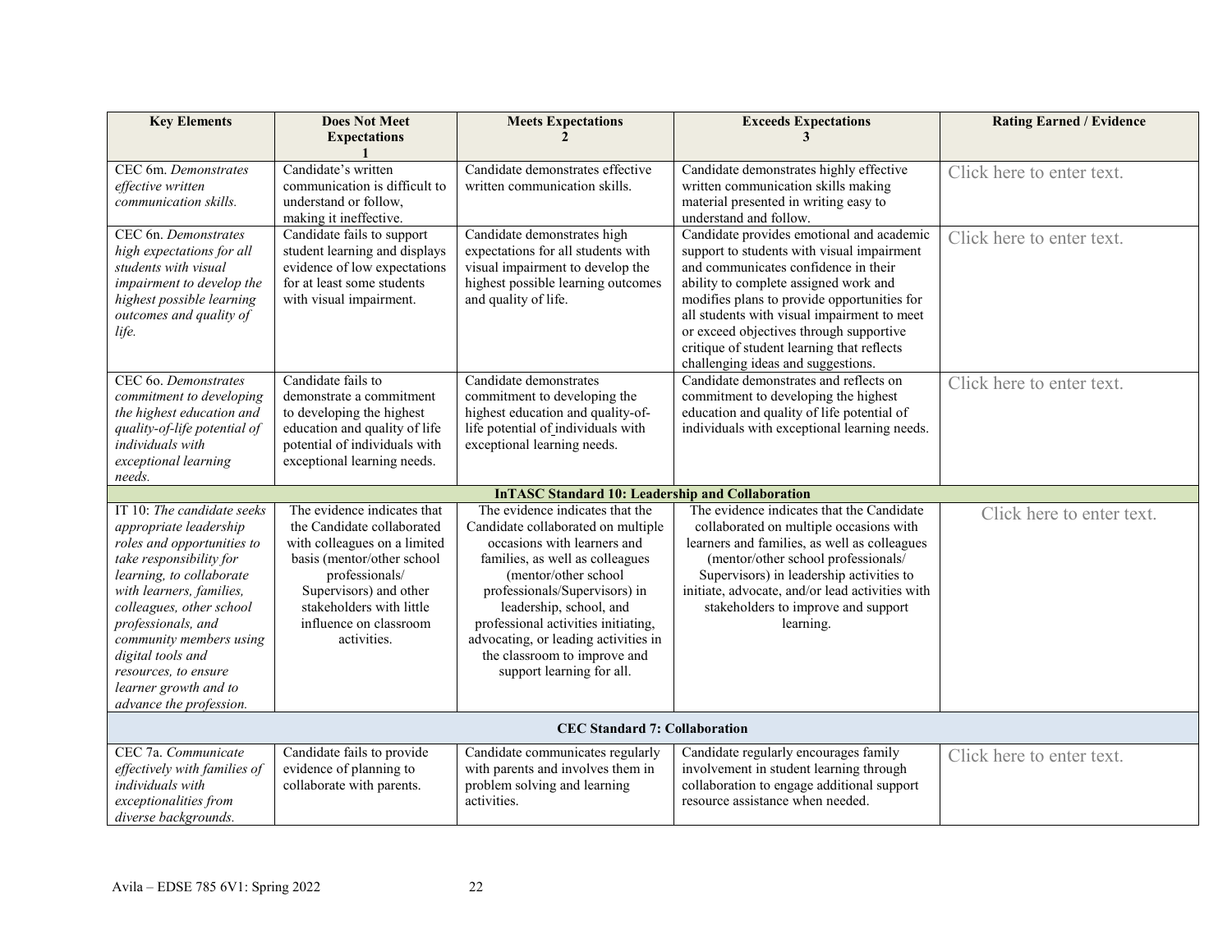| Key Elements | Does Not Meet Expectations 1 | Meets Expectations 2 | Exceeds Expectations 3 | Rating Earned / Evidence |
|---|---|---|---|---|
| CEC 6m. *Demonstrates effective written communication skills.* | Candidate's written communication is difficult to understand or follow, making it ineffective. | Candidate demonstrates effective written communication skills. | Candidate demonstrates highly effective written communication skills making material presented in writing easy to understand and follow. | Click here to enter text. |
| CEC 6n. *Demonstrates high expectations for all students with visual impairment to develop the highest possible learning outcomes and quality of life.* | Candidate fails to support student learning and displays evidence of low expectations for at least some students with visual impairment. | Candidate demonstrates high expectations for all students with visual impairment to develop the highest possible learning outcomes and quality of life. | Candidate provides emotional and academic support to students with visual impairment and communicates confidence in their ability to complete assigned work and modifies plans to provide opportunities for all students with visual impairment to meet or exceed objectives through supportive critique of student learning that reflects challenging ideas and suggestions. | Click here to enter text. |
| CEC 6o. *Demonstrates commitment to developing the highest education and quality-of-life potential of individuals with exceptional learning needs.* | Candidate fails to demonstrate a commitment to developing the highest education and quality of life potential of individuals with exceptional learning needs. | Candidate demonstrates commitment to developing the highest education and quality-of-life potential of individuals with exceptional learning needs. | Candidate demonstrates and reflects on commitment to developing the highest education and quality of life potential of individuals with exceptional learning needs. | Click here to enter text. |
| **InTASC Standard 10: Leadership and Collaboration** | | | | |
| IT 10: *The candidate seeks appropriate leadership roles and opportunities to take responsibility for learning, to collaborate with learners, families, colleagues, other school professionals, and community members using digital tools and resources, to ensure learner growth and to advance the profession.* | The evidence indicates that the Candidate collaborated with colleagues on a limited basis (mentor/other school professionals/ Supervisors) and other stakeholders with little influence on classroom activities. | The evidence indicates that the Candidate collaborated on multiple occasions with learners and families, as well as colleagues (mentor/other school professionals/Supervisors) in leadership, school, and professional activities initiating, advocating, or leading activities in the classroom to improve and support learning for all. | The evidence indicates that the Candidate collaborated on multiple occasions with learners and families, as well as colleagues (mentor/other school professionals/ Supervisors) in leadership activities to initiate, advocate, and/or lead activities with stakeholders to improve and support learning. | Click here to enter text. |
| **CEC Standard 7: Collaboration** | | | | |
| CEC 7a. *Communicate effectively with families of individuals with exceptionalities from diverse backgrounds.* | Candidate fails to provide evidence of planning to collaborate with parents. | Candidate communicates regularly with parents and involves them in problem solving and learning activities. | Candidate regularly encourages family involvement in student learning through collaboration to engage additional support resource assistance when needed. | Click here to enter text. |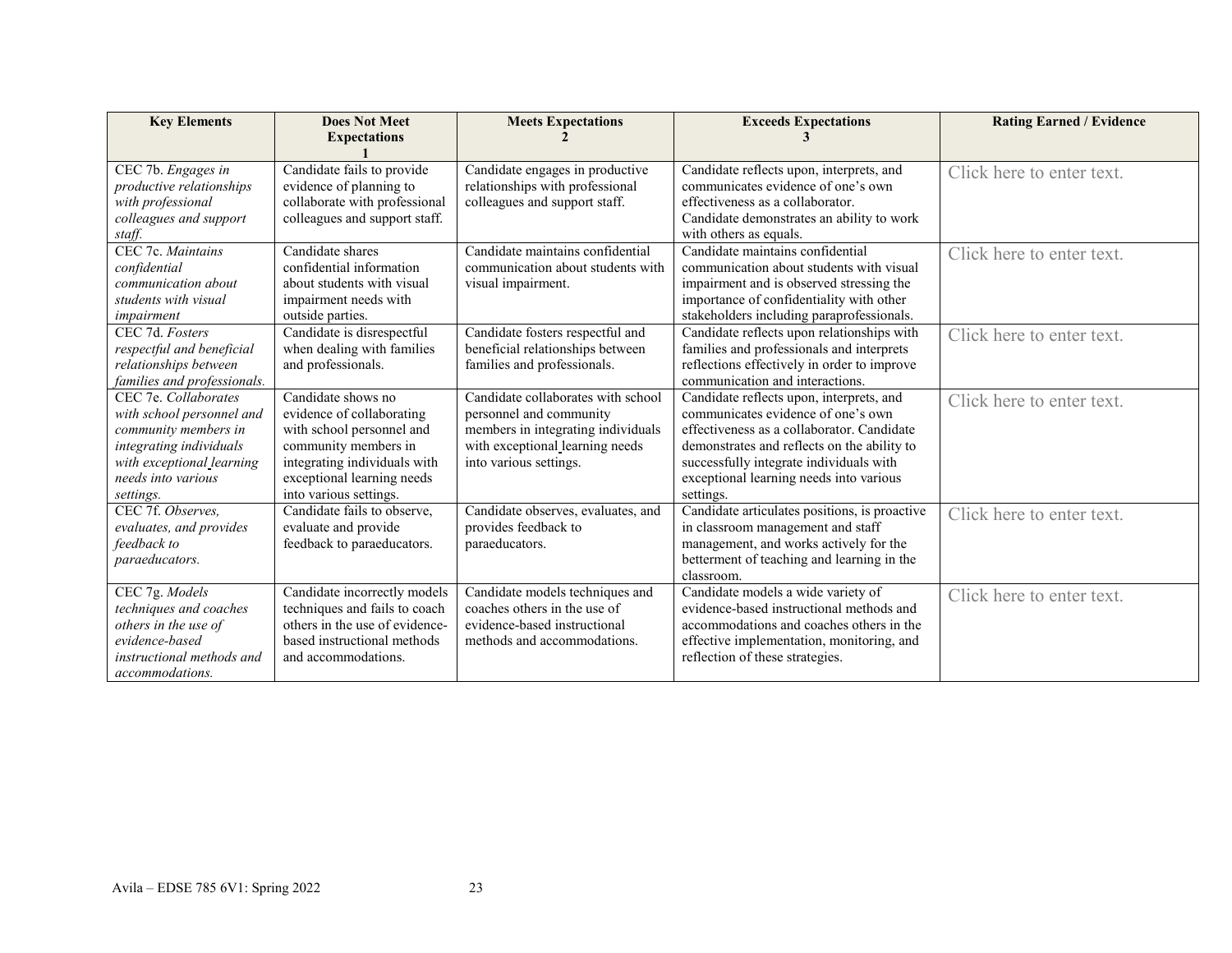| Key Elements | Does Not Meet Expectations 1 | Meets Expectations 2 | Exceeds Expectations 3 | Rating Earned / Evidence |
|---|---|---|---|---|
| CEC 7b. *Engages in productive relationships with professional colleagues and support staff.* | Candidate fails to provide evidence of planning to collaborate with professional colleagues and support staff. | Candidate engages in productive relationships with professional colleagues and support staff. | Candidate reflects upon, interprets, and communicates evidence of one's own effectiveness as a collaborator. Candidate demonstrates an ability to work with others as equals. | Click here to enter text. |
| CEC 7c. *Maintains confidential communication about students with visual impairment* | Candidate shares confidential information about students with visual impairment needs with outside parties. | Candidate maintains confidential communication about students with visual impairment. | Candidate maintains confidential communication about students with visual impairment and is observed stressing the importance of confidentiality with other stakeholders including paraprofessionals. | Click here to enter text. |
| CEC 7d. *Fosters respectful and beneficial relationships between families and professionals.* | Candidate is disrespectful when dealing with families and professionals. | Candidate fosters respectful and beneficial relationships between families and professionals. | Candidate reflects upon relationships with families and professionals and interprets reflections effectively in order to improve communication and interactions. | Click here to enter text. |
| CEC 7e. *Collaborates with school personnel and community members in integrating individuals with exceptional learning needs into various settings.* | Candidate shows no evidence of collaborating with school personnel and community members in integrating individuals with exceptional learning needs into various settings. | Candidate collaborates with school personnel and community members in integrating individuals with exceptional learning needs into various settings. | Candidate reflects upon, interprets, and communicates evidence of one's own effectiveness as a collaborator. Candidate demonstrates and reflects on the ability to successfully integrate individuals with exceptional learning needs into various settings. | Click here to enter text. |
| CEC 7f. *Observes, evaluates, and provides feedback to paraeducators.* | Candidate fails to observe, evaluate and provide feedback to paraeducators. | Candidate observes, evaluates, and provides feedback to paraeducators. | Candidate articulates positions, is proactive in classroom management and staff management, and works actively for the betterment of teaching and learning in the classroom. | Click here to enter text. |
| CEC 7g. *Models techniques and coaches others in the use of evidence-based instructional methods and accommodations.* | Candidate incorrectly models techniques and fails to coach others in the use of evidence-based instructional methods and accommodations. | Candidate models techniques and coaches others in the use of evidence-based instructional methods and accommodations. | Candidate models a wide variety of evidence-based instructional methods and accommodations and coaches others in the effective implementation, monitoring, and reflection of these strategies. | Click here to enter text. |